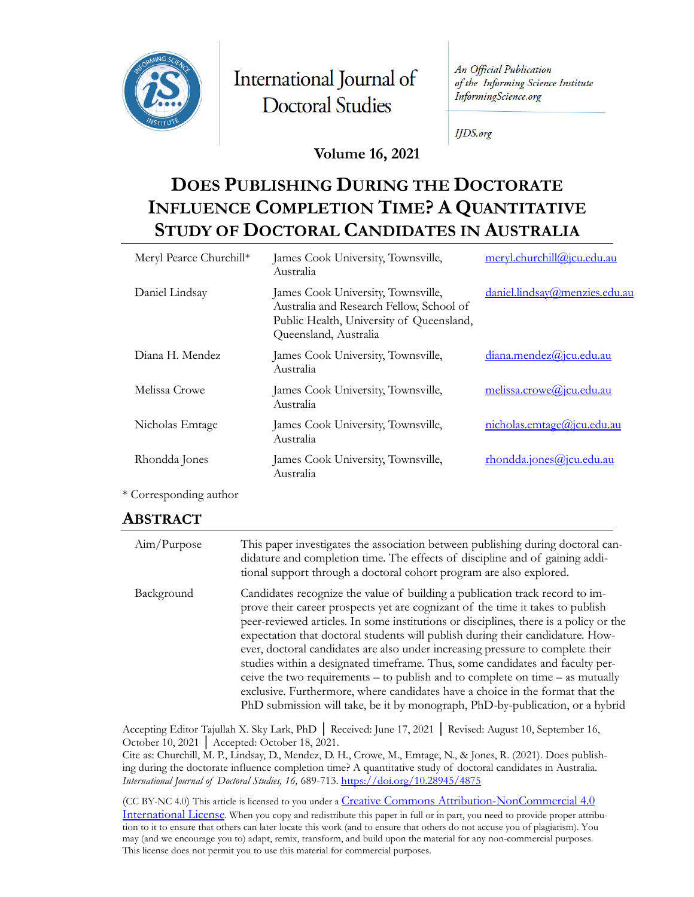International Journal of Doctoral Studies

An Official Publication of the Informing Science Institute InformingScience.org

IJDS.org

**Volume 16, 2021**

# Does Publishing During the Doctorate Influence Completion Time? A Quantitative Study of Doctoral Candidates in Australia

| | | |
|---|---|---|
| Meryl Pearce Churchill* | James Cook University, Townsville, Australia | meryl.churchill@jcu.edu.au |
| Daniel Lindsay | James Cook University, Townsville, Australia and Research Fellow, School of Public Health, University of Queensland, Queensland, Australia | daniel.lindsay@menzies.edu.au |
| Diana H. Mendez | James Cook University, Townsville, Australia | diana.mendez@jcu.edu.au |
| Melissa Crowe | James Cook University, Townsville, Australia | melissa.crowe@jcu.edu.au |
| Nicholas Emtage | James Cook University, Townsville, Australia | nicholas.emtage@jcu.edu.au |
| Rhondda Jones | James Cook University, Townsville, Australia | rhondda.jones@jcu.edu.au |

\* Corresponding author

## Abstract

| | |
|---|---|
| Aim/Purpose | This paper investigates the association between publishing during doctoral candidature and completion time. The effects of discipline and of gaining additional support through a doctoral cohort program are also explored. |
| Background | Candidates recognize the value of building a publication track record to improve their career prospects yet are cognizant of the time it takes to publish peer-reviewed articles. In some institutions or disciplines, there is a policy or the expectation that doctoral students will publish during their candidature. However, doctoral candidates are also under increasing pressure to complete their studies within a designated timeframe. Thus, some candidates and faculty perceive the two requirements – to publish and to complete on time – as mutually exclusive. Furthermore, where candidates have a choice in the format that the PhD submission will take, be it by monograph, PhD-by-publication, or a hybrid |

Accepting Editor Tajullah X. Sky Lark, PhD │ Received: June 17, 2021 │ Revised: August 10, September 16, October 10, 2021 │ Accepted: October 18, 2021.

Cite as: Churchill, M. P., Lindsay, D., Mendez, D. H., Crowe, M., Emtage, N., & Jones, R. (2021). Does publishing during the doctorate influence completion time? A quantitative study of doctoral candidates in Australia. *International Journal of Doctoral Studies, 16,* 689-713. https://doi.org/10.28945/4875

(CC BY-NC 4.0) This article is licensed to you under a Creative Commons Attribution-NonCommercial 4.0 International License. When you copy and redistribute this paper in full or in part, you need to provide proper attribution to it to ensure that others can later locate this work (and to ensure that others do not accuse you of plagiarism). You may (and we encourage you to) adapt, remix, transform, and build upon the material for any non-commercial purposes. This license does not permit you to use this material for commercial purposes.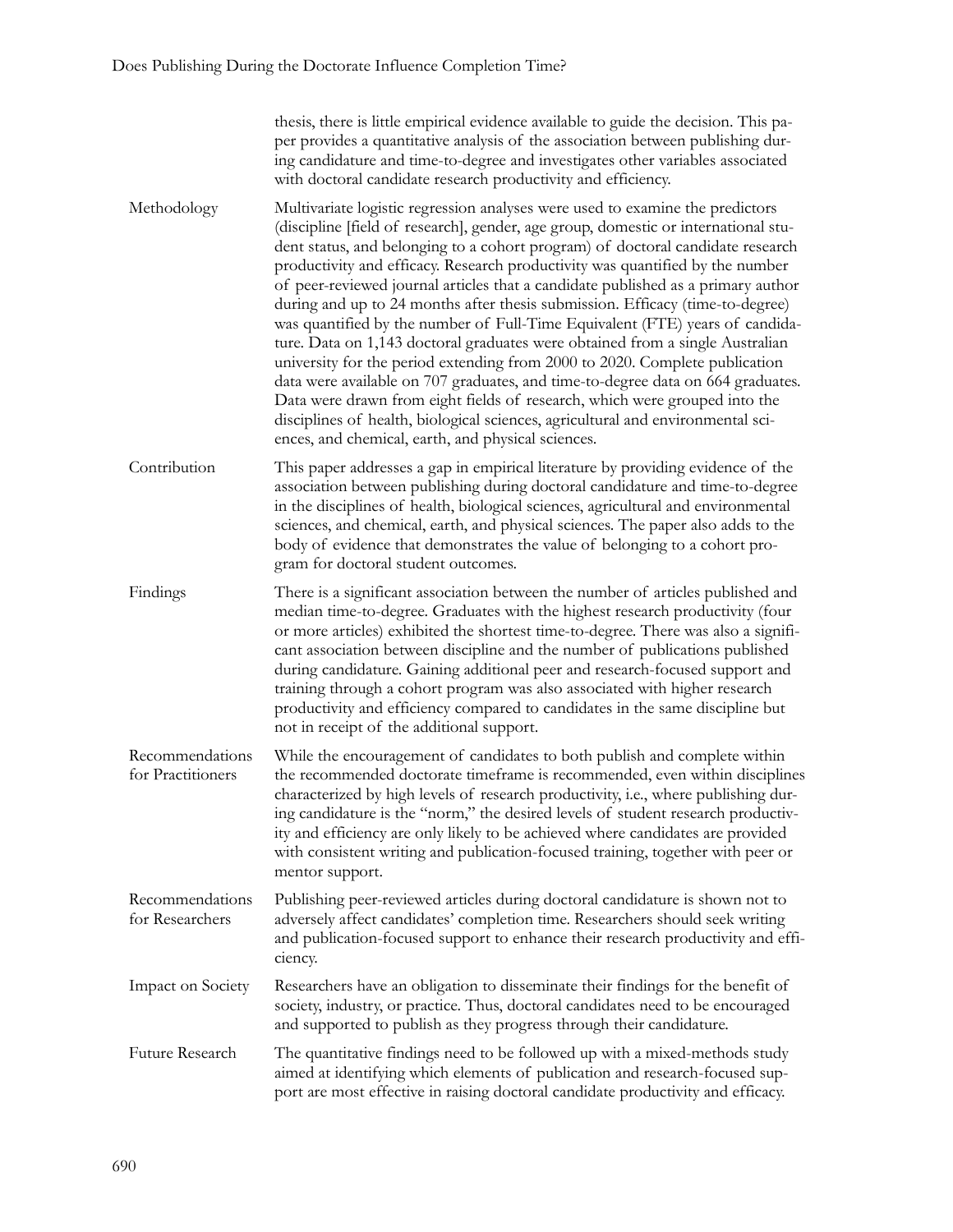thesis, there is little empirical evidence available to guide the decision. This paper provides a quantitative analysis of the association between publishing during candidature and time-to-degree and investigates other variables associated with doctoral candidate research productivity and efficiency.

| | |
|---|---|
| Methodology | Multivariate logistic regression analyses were used to examine the predictors (discipline [field of research], gender, age group, domestic or international student status, and belonging to a cohort program) of doctoral candidate research productivity and efficacy. Research productivity was quantified by the number of peer-reviewed journal articles that a candidate published as a primary author during and up to 24 months after thesis submission. Efficacy (time-to-degree) was quantified by the number of Full-Time Equivalent (FTE) years of candidature. Data on 1,143 doctoral graduates were obtained from a single Australian university for the period extending from 2000 to 2020. Complete publication data were available on 707 graduates, and time-to-degree data on 664 graduates. Data were drawn from eight fields of research, which were grouped into the disciplines of health, biological sciences, agricultural and environmental sciences, and chemical, earth, and physical sciences. |
| Contribution | This paper addresses a gap in empirical literature by providing evidence of the association between publishing during doctoral candidature and time-to-degree in the disciplines of health, biological sciences, agricultural and environmental sciences, and chemical, earth, and physical sciences. The paper also adds to the body of evidence that demonstrates the value of belonging to a cohort program for doctoral student outcomes. |
| Findings | There is a significant association between the number of articles published and median time-to-degree. Graduates with the highest research productivity (four or more articles) exhibited the shortest time-to-degree. There was also a significant association between discipline and the number of publications published during candidature. Gaining additional peer and research-focused support and training through a cohort program was also associated with higher research productivity and efficiency compared to candidates in the same discipline but not in receipt of the additional support. |
| Recommendations for Practitioners | While the encouragement of candidates to both publish and complete within the recommended doctorate timeframe is recommended, even within disciplines characterized by high levels of research productivity, i.e., where publishing during candidature is the "norm," the desired levels of student research productivity and efficiency are only likely to be achieved where candidates are provided with consistent writing and publication-focused training, together with peer or mentor support. |
| Recommendations for Researchers | Publishing peer-reviewed articles during doctoral candidature is shown not to adversely affect candidates' completion time. Researchers should seek writing and publication-focused support to enhance their research productivity and efficiency. |
| Impact on Society | Researchers have an obligation to disseminate their findings for the benefit of society, industry, or practice. Thus, doctoral candidates need to be encouraged and supported to publish as they progress through their candidature. |
| Future Research | The quantitative findings need to be followed up with a mixed-methods study aimed at identifying which elements of publication and research-focused support are most effective in raising doctoral candidate productivity and efficacy. |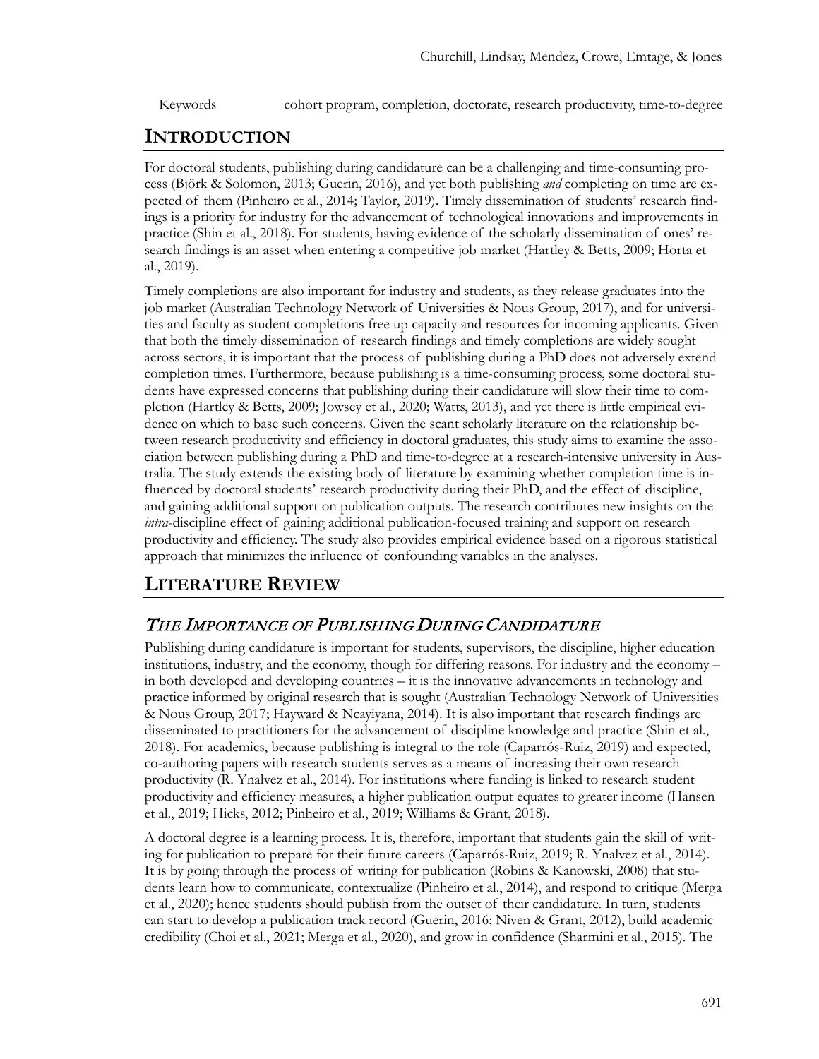Keywords cohort program, completion, doctorate, research productivity, time-to-degree

# INTRODUCTION

For doctoral students, publishing during candidature can be a challenging and time-consuming process (Björk & Solomon, 2013; Guerin, 2016), and yet both publishing *and* completing on time are expected of them (Pinheiro et al., 2014; Taylor, 2019). Timely dissemination of students' research findings is a priority for industry for the advancement of technological innovations and improvements in practice (Shin et al., 2018). For students, having evidence of the scholarly dissemination of ones' research findings is an asset when entering a competitive job market (Hartley & Betts, 2009; Horta et al., 2019).

Timely completions are also important for industry and students, as they release graduates into the job market (Australian Technology Network of Universities & Nous Group, 2017), and for universities and faculty as student completions free up capacity and resources for incoming applicants. Given that both the timely dissemination of research findings and timely completions are widely sought across sectors, it is important that the process of publishing during a PhD does not adversely extend completion times. Furthermore, because publishing is a time-consuming process, some doctoral students have expressed concerns that publishing during their candidature will slow their time to completion (Hartley & Betts, 2009; Jowsey et al., 2020; Watts, 2013), and yet there is little empirical evidence on which to base such concerns. Given the scant scholarly literature on the relationship between research productivity and efficiency in doctoral graduates, this study aims to examine the association between publishing during a PhD and time-to-degree at a research-intensive university in Australia. The study extends the existing body of literature by examining whether completion time is influenced by doctoral students' research productivity during their PhD, and the effect of discipline, and gaining additional support on publication outputs. The research contributes new insights on the *intra*-discipline effect of gaining additional publication-focused training and support on research productivity and efficiency. The study also provides empirical evidence based on a rigorous statistical approach that minimizes the influence of confounding variables in the analyses.

# LITERATURE REVIEW

## THE IMPORTANCE OF PUBLISHING DURING CANDIDATURE

Publishing during candidature is important for students, supervisors, the discipline, higher education institutions, industry, and the economy, though for differing reasons. For industry and the economy – in both developed and developing countries – it is the innovative advancements in technology and practice informed by original research that is sought (Australian Technology Network of Universities & Nous Group, 2017; Hayward & Ncayiyana, 2014). It is also important that research findings are disseminated to practitioners for the advancement of discipline knowledge and practice (Shin et al., 2018). For academics, because publishing is integral to the role (Caparrós-Ruiz, 2019) and expected, co-authoring papers with research students serves as a means of increasing their own research productivity (R. Ynalvez et al., 2014). For institutions where funding is linked to research student productivity and efficiency measures, a higher publication output equates to greater income (Hansen et al., 2019; Hicks, 2012; Pinheiro et al., 2019; Williams & Grant, 2018).

A doctoral degree is a learning process. It is, therefore, important that students gain the skill of writing for publication to prepare for their future careers (Caparrós-Ruiz, 2019; R. Ynalvez et al., 2014). It is by going through the process of writing for publication (Robins & Kanowski, 2008) that students learn how to communicate, contextualize (Pinheiro et al., 2014), and respond to critique (Merga et al., 2020); hence students should publish from the outset of their candidature. In turn, students can start to develop a publication track record (Guerin, 2016; Niven & Grant, 2012), build academic credibility (Choi et al., 2021; Merga et al., 2020), and grow in confidence (Sharmini et al., 2015). The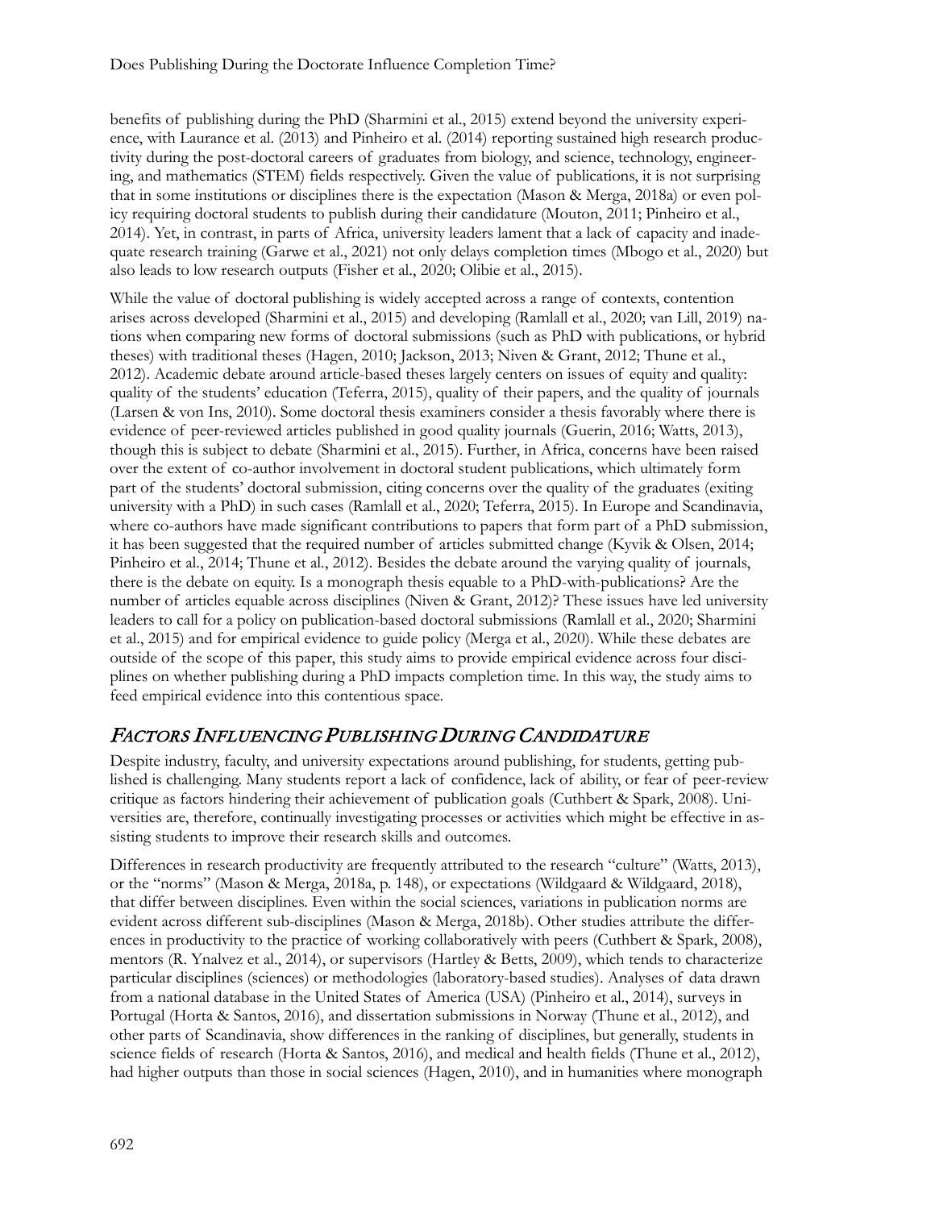benefits of publishing during the PhD (Sharmini et al., 2015) extend beyond the university experience, with Laurance et al. (2013) and Pinheiro et al. (2014) reporting sustained high research productivity during the post-doctoral careers of graduates from biology, and science, technology, engineering, and mathematics (STEM) fields respectively. Given the value of publications, it is not surprising that in some institutions or disciplines there is the expectation (Mason & Merga, 2018a) or even policy requiring doctoral students to publish during their candidature (Mouton, 2011; Pinheiro et al., 2014). Yet, in contrast, in parts of Africa, university leaders lament that a lack of capacity and inadequate research training (Garwe et al., 2021) not only delays completion times (Mbogo et al., 2020) but also leads to low research outputs (Fisher et al., 2020; Olibie et al., 2015).

While the value of doctoral publishing is widely accepted across a range of contexts, contention arises across developed (Sharmini et al., 2015) and developing (Ramlall et al., 2020; van Lill, 2019) nations when comparing new forms of doctoral submissions (such as PhD with publications, or hybrid theses) with traditional theses (Hagen, 2010; Jackson, 2013; Niven & Grant, 2012; Thune et al., 2012). Academic debate around article-based theses largely centers on issues of equity and quality: quality of the students' education (Teferra, 2015), quality of their papers, and the quality of journals (Larsen & von Ins, 2010). Some doctoral thesis examiners consider a thesis favorably where there is evidence of peer-reviewed articles published in good quality journals (Guerin, 2016; Watts, 2013), though this is subject to debate (Sharmini et al., 2015). Further, in Africa, concerns have been raised over the extent of co-author involvement in doctoral student publications, which ultimately form part of the students' doctoral submission, citing concerns over the quality of the graduates (exiting university with a PhD) in such cases (Ramlall et al., 2020; Teferra, 2015). In Europe and Scandinavia, where co-authors have made significant contributions to papers that form part of a PhD submission, it has been suggested that the required number of articles submitted change (Kyvik & Olsen, 2014; Pinheiro et al., 2014; Thune et al., 2012). Besides the debate around the varying quality of journals, there is the debate on equity. Is a monograph thesis equable to a PhD-with-publications? Are the number of articles equable across disciplines (Niven & Grant, 2012)? These issues have led university leaders to call for a policy on publication-based doctoral submissions (Ramlall et al., 2020; Sharmini et al., 2015) and for empirical evidence to guide policy (Merga et al., 2020). While these debates are outside of the scope of this paper, this study aims to provide empirical evidence across four disciplines on whether publishing during a PhD impacts completion time. In this way, the study aims to feed empirical evidence into this contentious space.

## *Factors Influencing Publishing During Candidature*

Despite industry, faculty, and university expectations around publishing, for students, getting published is challenging. Many students report a lack of confidence, lack of ability, or fear of peer-review critique as factors hindering their achievement of publication goals (Cuthbert & Spark, 2008). Universities are, therefore, continually investigating processes or activities which might be effective in assisting students to improve their research skills and outcomes.

Differences in research productivity are frequently attributed to the research "culture" (Watts, 2013), or the "norms" (Mason & Merga, 2018a, p. 148), or expectations (Wildgaard & Wildgaard, 2018), that differ between disciplines. Even within the social sciences, variations in publication norms are evident across different sub-disciplines (Mason & Merga, 2018b). Other studies attribute the differences in productivity to the practice of working collaboratively with peers (Cuthbert & Spark, 2008), mentors (R. Ynalvez et al., 2014), or supervisors (Hartley & Betts, 2009), which tends to characterize particular disciplines (sciences) or methodologies (laboratory-based studies). Analyses of data drawn from a national database in the United States of America (USA) (Pinheiro et al., 2014), surveys in Portugal (Horta & Santos, 2016), and dissertation submissions in Norway (Thune et al., 2012), and other parts of Scandinavia, show differences in the ranking of disciplines, but generally, students in science fields of research (Horta & Santos, 2016), and medical and health fields (Thune et al., 2012), had higher outputs than those in social sciences (Hagen, 2010), and in humanities where monograph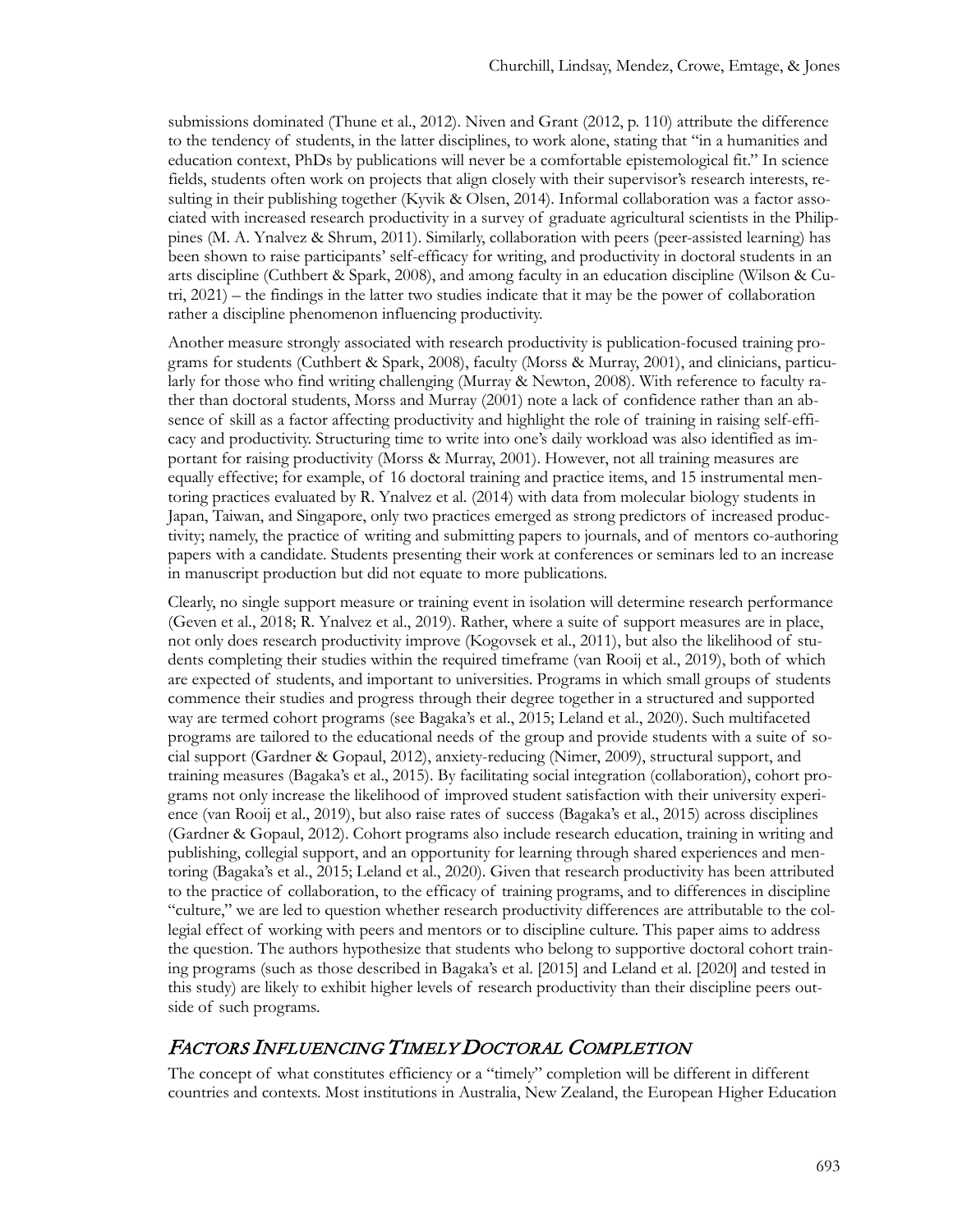submissions dominated (Thune et al., 2012). Niven and Grant (2012, p. 110) attribute the difference to the tendency of students, in the latter disciplines, to work alone, stating that "in a humanities and education context, PhDs by publications will never be a comfortable epistemological fit." In science fields, students often work on projects that align closely with their supervisor's research interests, resulting in their publishing together (Kyvik & Olsen, 2014). Informal collaboration was a factor associated with increased research productivity in a survey of graduate agricultural scientists in the Philippines (M. A. Ynalvez & Shrum, 2011). Similarly, collaboration with peers (peer-assisted learning) has been shown to raise participants' self-efficacy for writing, and productivity in doctoral students in an arts discipline (Cuthbert & Spark, 2008), and among faculty in an education discipline (Wilson & Cutri, 2021) – the findings in the latter two studies indicate that it may be the power of collaboration rather a discipline phenomenon influencing productivity.

Another measure strongly associated with research productivity is publication-focused training programs for students (Cuthbert & Spark, 2008), faculty (Morss & Murray, 2001), and clinicians, particularly for those who find writing challenging (Murray & Newton, 2008). With reference to faculty rather than doctoral students, Morss and Murray (2001) note a lack of confidence rather than an absence of skill as a factor affecting productivity and highlight the role of training in raising self-efficacy and productivity. Structuring time to write into one's daily workload was also identified as important for raising productivity (Morss & Murray, 2001). However, not all training measures are equally effective; for example, of 16 doctoral training and practice items, and 15 instrumental mentoring practices evaluated by R. Ynalvez et al. (2014) with data from molecular biology students in Japan, Taiwan, and Singapore, only two practices emerged as strong predictors of increased productivity; namely, the practice of writing and submitting papers to journals, and of mentors co-authoring papers with a candidate. Students presenting their work at conferences or seminars led to an increase in manuscript production but did not equate to more publications.

Clearly, no single support measure or training event in isolation will determine research performance (Geven et al., 2018; R. Ynalvez et al., 2019). Rather, where a suite of support measures are in place, not only does research productivity improve (Kogovsek et al., 2011), but also the likelihood of students completing their studies within the required timeframe (van Rooij et al., 2019), both of which are expected of students, and important to universities. Programs in which small groups of students commence their studies and progress through their degree together in a structured and supported way are termed cohort programs (see Bagaka's et al., 2015; Leland et al., 2020). Such multifaceted programs are tailored to the educational needs of the group and provide students with a suite of social support (Gardner & Gopaul, 2012), anxiety-reducing (Nimer, 2009), structural support, and training measures (Bagaka's et al., 2015). By facilitating social integration (collaboration), cohort programs not only increase the likelihood of improved student satisfaction with their university experience (van Rooij et al., 2019), but also raise rates of success (Bagaka's et al., 2015) across disciplines (Gardner & Gopaul, 2012). Cohort programs also include research education, training in writing and publishing, collegial support, and an opportunity for learning through shared experiences and mentoring (Bagaka's et al., 2015; Leland et al., 2020). Given that research productivity has been attributed to the practice of collaboration, to the efficacy of training programs, and to differences in discipline "culture," we are led to question whether research productivity differences are attributable to the collegial effect of working with peers and mentors or to discipline culture. This paper aims to address the question. The authors hypothesize that students who belong to supportive doctoral cohort training programs (such as those described in Bagaka's et al. [2015] and Leland et al. [2020] and tested in this study) are likely to exhibit higher levels of research productivity than their discipline peers outside of such programs.

## *Factors Influencing Timely Doctoral Completion*

The concept of what constitutes efficiency or a "timely" completion will be different in different countries and contexts. Most institutions in Australia, New Zealand, the European Higher Education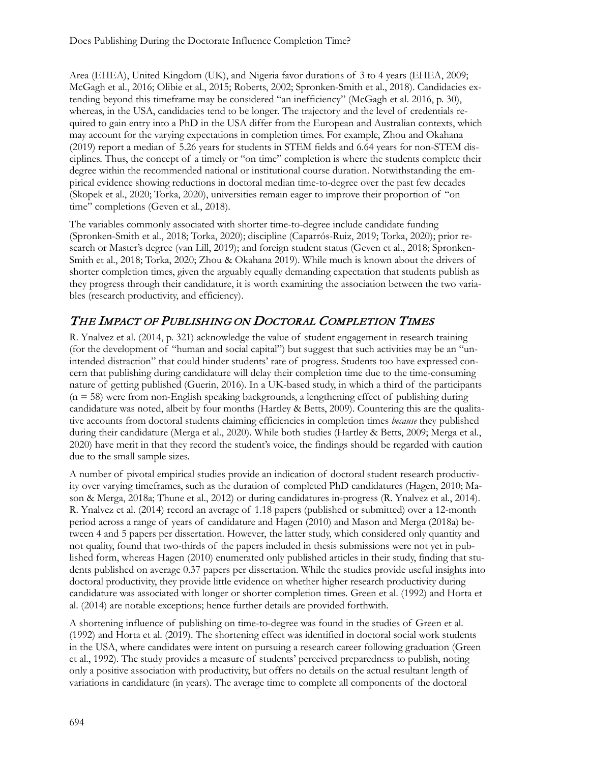Area (EHEA), United Kingdom (UK), and Nigeria favor durations of 3 to 4 years (EHEA, 2009; McGagh et al., 2016; Olibie et al., 2015; Roberts, 2002; Spronken-Smith et al., 2018). Candidacies extending beyond this timeframe may be considered "an inefficiency" (McGagh et al. 2016, p. 30), whereas, in the USA, candidacies tend to be longer. The trajectory and the level of credentials required to gain entry into a PhD in the USA differ from the European and Australian contexts, which may account for the varying expectations in completion times. For example, Zhou and Okahana (2019) report a median of 5.26 years for students in STEM fields and 6.64 years for non-STEM disciplines. Thus, the concept of a timely or "on time" completion is where the students complete their degree within the recommended national or institutional course duration. Notwithstanding the empirical evidence showing reductions in doctoral median time-to-degree over the past few decades (Skopek et al., 2020; Torka, 2020), universities remain eager to improve their proportion of "on time" completions (Geven et al., 2018).

The variables commonly associated with shorter time-to-degree include candidate funding (Spronken-Smith et al., 2018; Torka, 2020); discipline (Caparrós-Ruiz, 2019; Torka, 2020); prior research or Master's degree (van Lill, 2019); and foreign student status (Geven et al., 2018; Spronken-Smith et al., 2018; Torka, 2020; Zhou & Okahana 2019). While much is known about the drivers of shorter completion times, given the arguably equally demanding expectation that students publish as they progress through their candidature, it is worth examining the association between the two variables (research productivity, and efficiency).

## *The Impact of Publishing on Doctoral Completion Times*

R. Ynalvez et al. (2014, p. 321) acknowledge the value of student engagement in research training (for the development of "human and social capital") but suggest that such activities may be an "unintended distraction" that could hinder students' rate of progress. Students too have expressed concern that publishing during candidature will delay their completion time due to the time-consuming nature of getting published (Guerin, 2016). In a UK-based study, in which a third of the participants (n = 58) were from non-English speaking backgrounds, a lengthening effect of publishing during candidature was noted, albeit by four months (Hartley & Betts, 2009). Countering this are the qualitative accounts from doctoral students claiming efficiencies in completion times *because* they published during their candidature (Merga et al., 2020). While both studies (Hartley & Betts, 2009; Merga et al., 2020) have merit in that they record the student's voice, the findings should be regarded with caution due to the small sample sizes.

A number of pivotal empirical studies provide an indication of doctoral student research productivity over varying timeframes, such as the duration of completed PhD candidatures (Hagen, 2010; Mason & Merga, 2018a; Thune et al., 2012) or during candidatures in-progress (R. Ynalvez et al., 2014). R. Ynalvez et al. (2014) record an average of 1.18 papers (published or submitted) over a 12-month period across a range of years of candidature and Hagen (2010) and Mason and Merga (2018a) between 4 and 5 papers per dissertation. However, the latter study, which considered only quantity and not quality, found that two-thirds of the papers included in thesis submissions were not yet in published form, whereas Hagen (2010) enumerated only published articles in their study, finding that students published on average 0.37 papers per dissertation. While the studies provide useful insights into doctoral productivity, they provide little evidence on whether higher research productivity during candidature was associated with longer or shorter completion times. Green et al. (1992) and Horta et al. (2014) are notable exceptions; hence further details are provided forthwith.

A shortening influence of publishing on time-to-degree was found in the studies of Green et al. (1992) and Horta et al. (2019). The shortening effect was identified in doctoral social work students in the USA, where candidates were intent on pursuing a research career following graduation (Green et al., 1992). The study provides a measure of students' perceived preparedness to publish, noting only a positive association with productivity, but offers no details on the actual resultant length of variations in candidature (in years). The average time to complete all components of the doctoral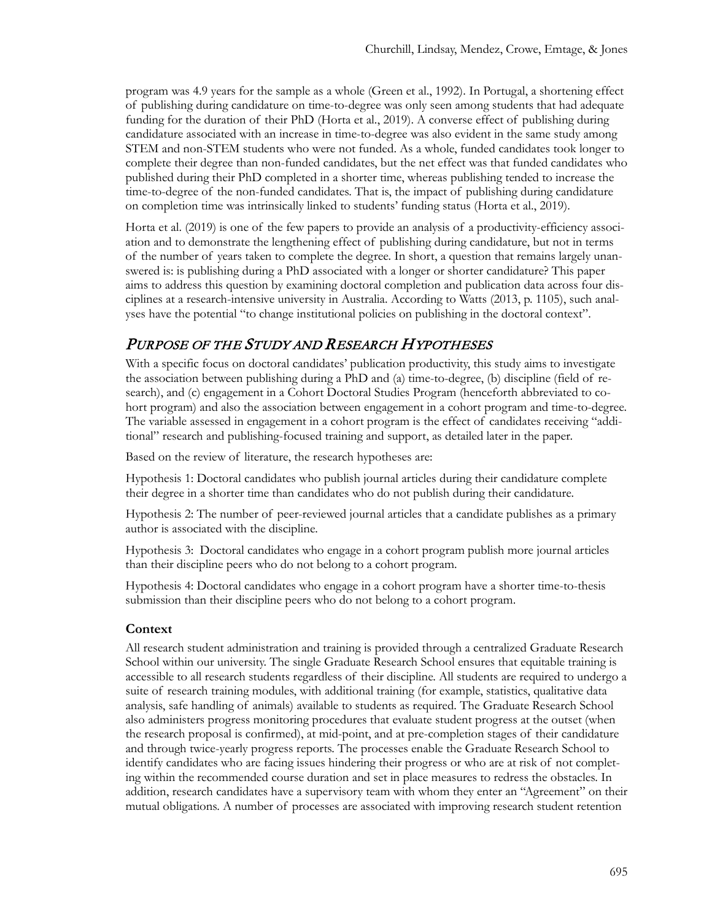program was 4.9 years for the sample as a whole (Green et al., 1992). In Portugal, a shortening effect of publishing during candidature on time-to-degree was only seen among students that had adequate funding for the duration of their PhD (Horta et al., 2019). A converse effect of publishing during candidature associated with an increase in time-to-degree was also evident in the same study among STEM and non-STEM students who were not funded. As a whole, funded candidates took longer to complete their degree than non-funded candidates, but the net effect was that funded candidates who published during their PhD completed in a shorter time, whereas publishing tended to increase the time-to-degree of the non-funded candidates. That is, the impact of publishing during candidature on completion time was intrinsically linked to students' funding status (Horta et al., 2019).

Horta et al. (2019) is one of the few papers to provide an analysis of a productivity-efficiency association and to demonstrate the lengthening effect of publishing during candidature, but not in terms of the number of years taken to complete the degree. In short, a question that remains largely unanswered is: is publishing during a PhD associated with a longer or shorter candidature? This paper aims to address this question by examining doctoral completion and publication data across four disciplines at a research-intensive university in Australia. According to Watts (2013, p. 1105), such analyses have the potential "to change institutional policies on publishing in the doctoral context".

## *Purpose of the Study and Research Hypotheses*

With a specific focus on doctoral candidates' publication productivity, this study aims to investigate the association between publishing during a PhD and (a) time-to-degree, (b) discipline (field of research), and (c) engagement in a Cohort Doctoral Studies Program (henceforth abbreviated to cohort program) and also the association between engagement in a cohort program and time-to-degree. The variable assessed in engagement in a cohort program is the effect of candidates receiving "additional" research and publishing-focused training and support, as detailed later in the paper.

Based on the review of literature, the research hypotheses are:

Hypothesis 1: Doctoral candidates who publish journal articles during their candidature complete their degree in a shorter time than candidates who do not publish during their candidature.

Hypothesis 2: The number of peer-reviewed journal articles that a candidate publishes as a primary author is associated with the discipline.

Hypothesis 3: Doctoral candidates who engage in a cohort program publish more journal articles than their discipline peers who do not belong to a cohort program.

Hypothesis 4: Doctoral candidates who engage in a cohort program have a shorter time-to-thesis submission than their discipline peers who do not belong to a cohort program.

### **Context**

All research student administration and training is provided through a centralized Graduate Research School within our university. The single Graduate Research School ensures that equitable training is accessible to all research students regardless of their discipline. All students are required to undergo a suite of research training modules, with additional training (for example, statistics, qualitative data analysis, safe handling of animals) available to students as required. The Graduate Research School also administers progress monitoring procedures that evaluate student progress at the outset (when the research proposal is confirmed), at mid-point, and at pre-completion stages of their candidature and through twice-yearly progress reports. The processes enable the Graduate Research School to identify candidates who are facing issues hindering their progress or who are at risk of not completing within the recommended course duration and set in place measures to redress the obstacles. In addition, research candidates have a supervisory team with whom they enter an "Agreement" on their mutual obligations. A number of processes are associated with improving research student retention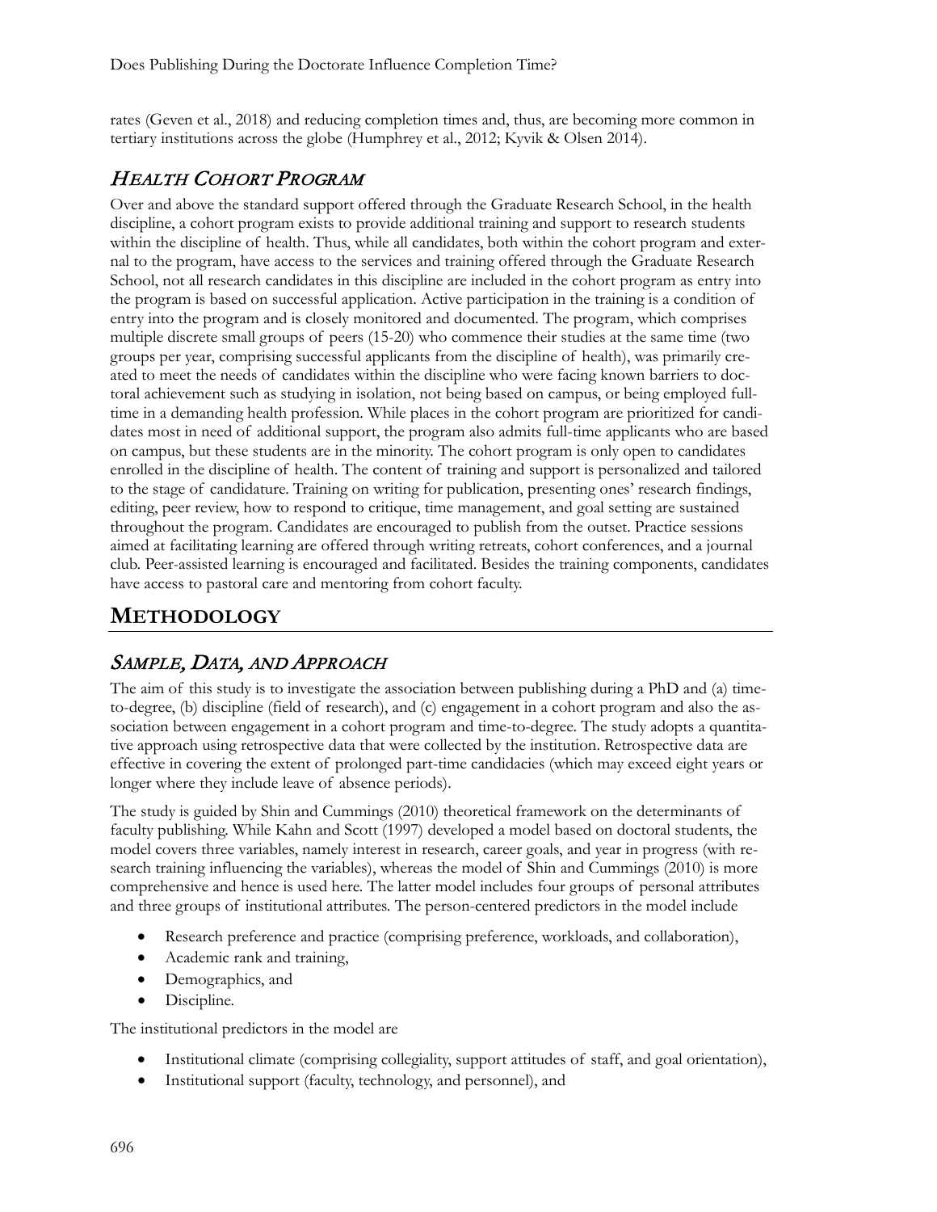rates (Geven et al., 2018) and reducing completion times and, thus, are becoming more common in tertiary institutions across the globe (Humphrey et al., 2012; Kyvik & Olsen 2014).

### *Health Cohort Program*

Over and above the standard support offered through the Graduate Research School, in the health discipline, a cohort program exists to provide additional training and support to research students within the discipline of health. Thus, while all candidates, both within the cohort program and external to the program, have access to the services and training offered through the Graduate Research School, not all research candidates in this discipline are included in the cohort program as entry into the program is based on successful application. Active participation in the training is a condition of entry into the program and is closely monitored and documented. The program, which comprises multiple discrete small groups of peers (15-20) who commence their studies at the same time (two groups per year, comprising successful applicants from the discipline of health), was primarily created to meet the needs of candidates within the discipline who were facing known barriers to doctoral achievement such as studying in isolation, not being based on campus, or being employed full-time in a demanding health profession. While places in the cohort program are prioritized for candidates most in need of additional support, the program also admits full-time applicants who are based on campus, but these students are in the minority. The cohort program is only open to candidates enrolled in the discipline of health. The content of training and support is personalized and tailored to the stage of candidature. Training on writing for publication, presenting ones' research findings, editing, peer review, how to respond to critique, time management, and goal setting are sustained throughout the program. Candidates are encouraged to publish from the outset. Practice sessions aimed at facilitating learning are offered through writing retreats, cohort conferences, and a journal club. Peer-assisted learning is encouraged and facilitated. Besides the training components, candidates have access to pastoral care and mentoring from cohort faculty.

## **Methodology**

### *Sample, Data, and Approach*

The aim of this study is to investigate the association between publishing during a PhD and (a) time-to-degree, (b) discipline (field of research), and (c) engagement in a cohort program and also the association between engagement in a cohort program and time-to-degree. The study adopts a quantitative approach using retrospective data that were collected by the institution. Retrospective data are effective in covering the extent of prolonged part-time candidacies (which may exceed eight years or longer where they include leave of absence periods).

The study is guided by Shin and Cummings (2010) theoretical framework on the determinants of faculty publishing. While Kahn and Scott (1997) developed a model based on doctoral students, the model covers three variables, namely interest in research, career goals, and year in progress (with research training influencing the variables), whereas the model of Shin and Cummings (2010) is more comprehensive and hence is used here. The latter model includes four groups of personal attributes and three groups of institutional attributes. The person-centered predictors in the model include

- Research preference and practice (comprising preference, workloads, and collaboration),
- Academic rank and training,
- Demographics, and
- Discipline.

The institutional predictors in the model are

- Institutional climate (comprising collegiality, support attitudes of staff, and goal orientation),
- Institutional support (faculty, technology, and personnel), and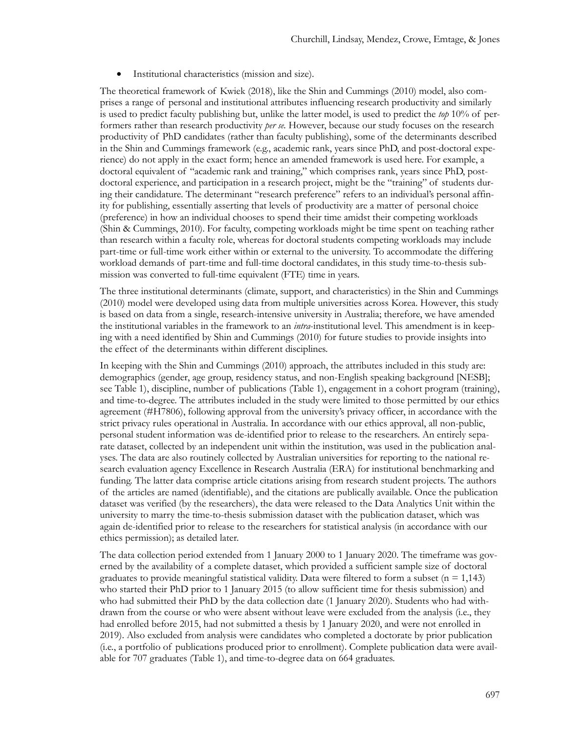- Institutional characteristics (mission and size).

The theoretical framework of Kwiek (2018), like the Shin and Cummings (2010) model, also comprises a range of personal and institutional attributes influencing research productivity and similarly is used to predict faculty publishing but, unlike the latter model, is used to predict the *top* 10% of performers rather than research productivity *per se*. However, because our study focuses on the research productivity of PhD candidates (rather than faculty publishing), some of the determinants described in the Shin and Cummings framework (e.g., academic rank, years since PhD, and post-doctoral experience) do not apply in the exact form; hence an amended framework is used here. For example, a doctoral equivalent of "academic rank and training," which comprises rank, years since PhD, post-doctoral experience, and participation in a research project, might be the "training" of students during their candidature. The determinant "research preference" refers to an individual's personal affinity for publishing, essentially asserting that levels of productivity are a matter of personal choice (preference) in how an individual chooses to spend their time amidst their competing workloads (Shin & Cummings, 2010). For faculty, competing workloads might be time spent on teaching rather than research within a faculty role, whereas for doctoral students competing workloads may include part-time or full-time work either within or external to the university. To accommodate the differing workload demands of part-time and full-time doctoral candidates, in this study time-to-thesis submission was converted to full-time equivalent (FTE) time in years.

The three institutional determinants (climate, support, and characteristics) in the Shin and Cummings (2010) model were developed using data from multiple universities across Korea. However, this study is based on data from a single, research-intensive university in Australia; therefore, we have amended the institutional variables in the framework to an *intra*-institutional level. This amendment is in keeping with a need identified by Shin and Cummings (2010) for future studies to provide insights into the effect of the determinants within different disciplines.

In keeping with the Shin and Cummings (2010) approach, the attributes included in this study are: demographics (gender, age group, residency status, and non-English speaking background [NESB]; see Table 1), discipline, number of publications (Table 1), engagement in a cohort program (training), and time-to-degree. The attributes included in the study were limited to those permitted by our ethics agreement (#H7806), following approval from the university's privacy officer, in accordance with the strict privacy rules operational in Australia. In accordance with our ethics approval, all non-public, personal student information was de-identified prior to release to the researchers. An entirely separate dataset, collected by an independent unit within the institution, was used in the publication analyses. The data are also routinely collected by Australian universities for reporting to the national research evaluation agency Excellence in Research Australia (ERA) for institutional benchmarking and funding. The latter data comprise article citations arising from research student projects. The authors of the articles are named (identifiable), and the citations are publically available. Once the publication dataset was verified (by the researchers), the data were released to the Data Analytics Unit within the university to marry the time-to-thesis submission dataset with the publication dataset, which was again de-identified prior to release to the researchers for statistical analysis (in accordance with our ethics permission); as detailed later.

The data collection period extended from 1 January 2000 to 1 January 2020. The timeframe was governed by the availability of a complete dataset, which provided a sufficient sample size of doctoral graduates to provide meaningful statistical validity. Data were filtered to form a subset ($n = 1,143$) who started their PhD prior to 1 January 2015 (to allow sufficient time for thesis submission) and who had submitted their PhD by the data collection date (1 January 2020). Students who had withdrawn from the course or who were absent without leave were excluded from the analysis (i.e., they had enrolled before 2015, had not submitted a thesis by 1 January 2020, and were not enrolled in 2019). Also excluded from analysis were candidates who completed a doctorate by prior publication (i.e., a portfolio of publications produced prior to enrollment). Complete publication data were available for 707 graduates (Table 1), and time-to-degree data on 664 graduates.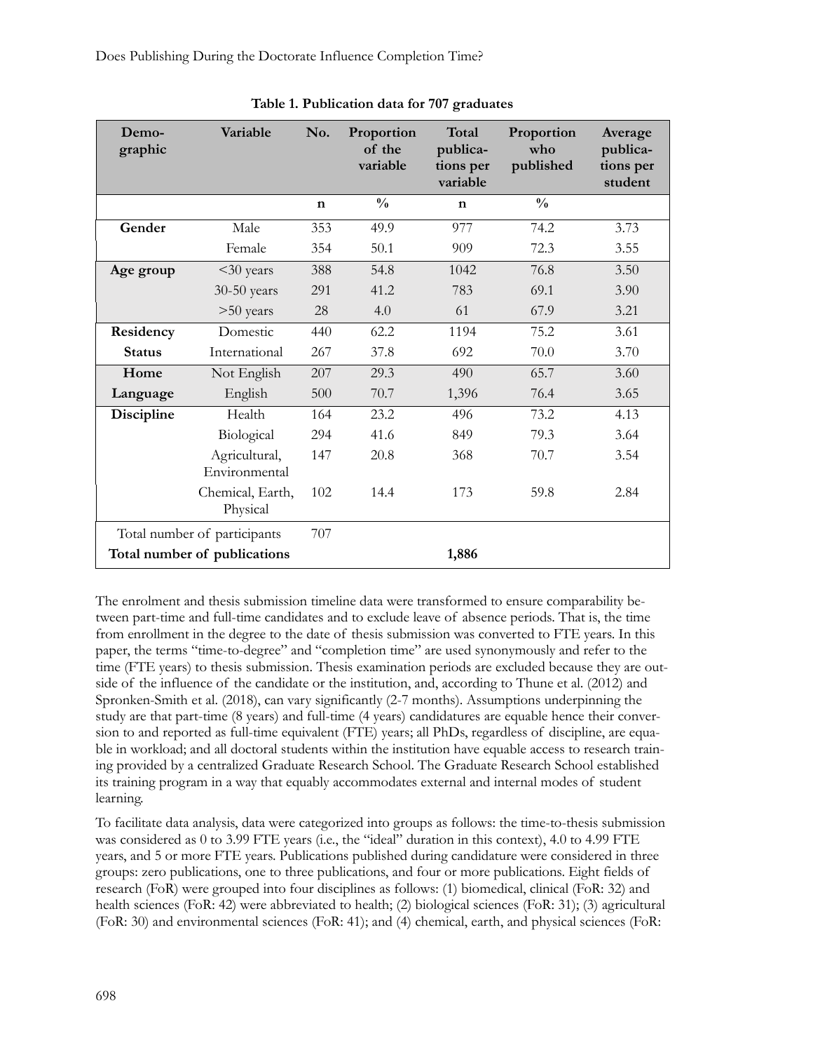**Table 1. Publication data for 707 graduates**

| Demo-graphic | Variable | No. | Proportion of the variable | Total publica-tions per variable | Proportion who published | Average publica-tions per student |
|---|---|---|---|---|---|---|
| | | n | % | n | % | |
| **Gender** | Male | 353 | 49.9 | 977 | 74.2 | 3.73 |
| | Female | 354 | 50.1 | 909 | 72.3 | 3.55 |
| **Age group** | <30 years | 388 | 54.8 | 1042 | 76.8 | 3.50 |
| | 30-50 years | 291 | 41.2 | 783 | 69.1 | 3.90 |
| | >50 years | 28 | 4.0 | 61 | 67.9 | 3.21 |
| **Residency** | Domestic | 440 | 62.2 | 1194 | 75.2 | 3.61 |
| **Status** | International | 267 | 37.8 | 692 | 70.0 | 3.70 |
| **Home** | Not English | 207 | 29.3 | 490 | 65.7 | 3.60 |
| **Language** | English | 500 | 70.7 | 1,396 | 76.4 | 3.65 |
| **Discipline** | Health | 164 | 23.2 | 496 | 73.2 | 4.13 |
| | Biological | 294 | 41.6 | 849 | 79.3 | 3.64 |
| | Agricultural, Environmental | 147 | 20.8 | 368 | 70.7 | 3.54 |
| | Chemical, Earth, Physical | 102 | 14.4 | 173 | 59.8 | 2.84 |
| Total number of participants | | 707 | | | | |
| **Total number of publications** | | | | **1,886** | | |

The enrolment and thesis submission timeline data were transformed to ensure comparability between part-time and full-time candidates and to exclude leave of absence periods. That is, the time from enrollment in the degree to the date of thesis submission was converted to FTE years. In this paper, the terms "time-to-degree" and "completion time" are used synonymously and refer to the time (FTE years) to thesis submission. Thesis examination periods are excluded because they are outside of the influence of the candidate or the institution, and, according to Thune et al. (2012) and Spronken-Smith et al. (2018), can vary significantly (2-7 months). Assumptions underpinning the study are that part-time (8 years) and full-time (4 years) candidatures are equable hence their conversion to and reported as full-time equivalent (FTE) years; all PhDs, regardless of discipline, are equable in workload; and all doctoral students within the institution have equable access to research training provided by a centralized Graduate Research School. The Graduate Research School established its training program in a way that equably accommodates external and internal modes of student learning.

To facilitate data analysis, data were categorized into groups as follows: the time-to-thesis submission was considered as 0 to 3.99 FTE years (i.e., the "ideal" duration in this context), 4.0 to 4.99 FTE years, and 5 or more FTE years. Publications published during candidature were considered in three groups: zero publications, one to three publications, and four or more publications. Eight fields of research (FoR) were grouped into four disciplines as follows: (1) biomedical, clinical (FoR: 32) and health sciences (FoR: 42) were abbreviated to health; (2) biological sciences (FoR: 31); (3) agricultural (FoR: 30) and environmental sciences (FoR: 41); and (4) chemical, earth, and physical sciences (FoR: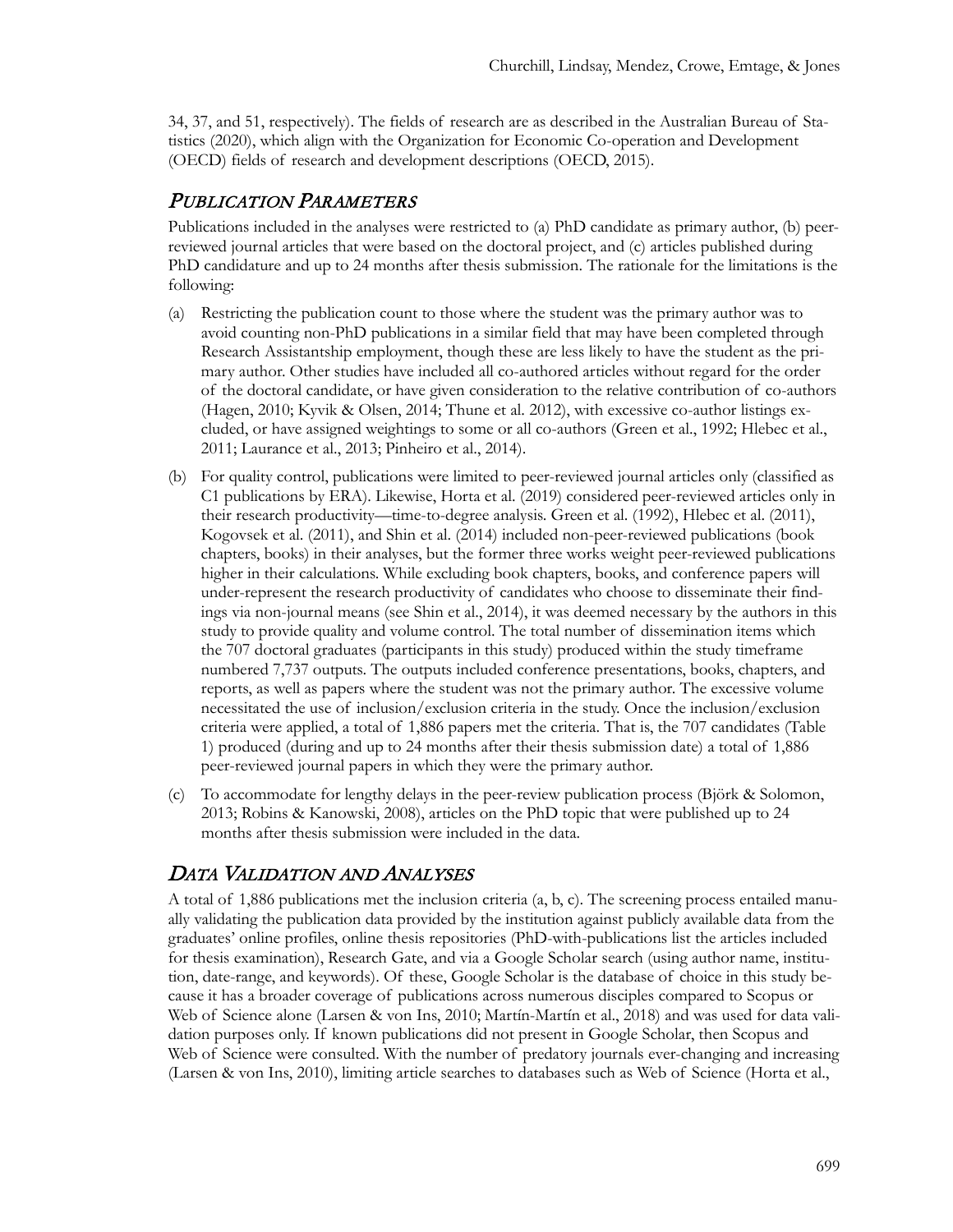34, 37, and 51, respectively). The fields of research are as described in the Australian Bureau of Statistics (2020), which align with the Organization for Economic Co-operation and Development (OECD) fields of research and development descriptions (OECD, 2015).

## *Publication Parameters*

Publications included in the analyses were restricted to (a) PhD candidate as primary author, (b) peer-reviewed journal articles that were based on the doctoral project, and (c) articles published during PhD candidature and up to 24 months after thesis submission. The rationale for the limitations is the following:

(a) Restricting the publication count to those where the student was the primary author was to avoid counting non-PhD publications in a similar field that may have been completed through Research Assistantship employment, though these are less likely to have the student as the primary author. Other studies have included all co-authored articles without regard for the order of the doctoral candidate, or have given consideration to the relative contribution of co-authors (Hagen, 2010; Kyvik & Olsen, 2014; Thune et al. 2012), with excessive co-author listings excluded, or have assigned weightings to some or all co-authors (Green et al., 1992; Hlebec et al., 2011; Laurance et al., 2013; Pinheiro et al., 2014).

(b) For quality control, publications were limited to peer-reviewed journal articles only (classified as C1 publications by ERA). Likewise, Horta et al. (2019) considered peer-reviewed articles only in their research productivity—time-to-degree analysis. Green et al. (1992), Hlebec et al. (2011), Kogovsek et al. (2011), and Shin et al. (2014) included non-peer-reviewed publications (book chapters, books) in their analyses, but the former three works weight peer-reviewed publications higher in their calculations. While excluding book chapters, books, and conference papers will under-represent the research productivity of candidates who choose to disseminate their findings via non-journal means (see Shin et al., 2014), it was deemed necessary by the authors in this study to provide quality and volume control. The total number of dissemination items which the 707 doctoral graduates (participants in this study) produced within the study timeframe numbered 7,737 outputs. The outputs included conference presentations, books, chapters, and reports, as well as papers where the student was not the primary author. The excessive volume necessitated the use of inclusion/exclusion criteria in the study. Once the inclusion/exclusion criteria were applied, a total of 1,886 papers met the criteria. That is, the 707 candidates (Table 1) produced (during and up to 24 months after their thesis submission date) a total of 1,886 peer-reviewed journal papers in which they were the primary author.

(c) To accommodate for lengthy delays in the peer-review publication process (Björk & Solomon, 2013; Robins & Kanowski, 2008), articles on the PhD topic that were published up to 24 months after thesis submission were included in the data.

## *Data Validation and Analyses*

A total of 1,886 publications met the inclusion criteria (a, b, c). The screening process entailed manually validating the publication data provided by the institution against publicly available data from the graduates' online profiles, online thesis repositories (PhD-with-publications list the articles included for thesis examination), Research Gate, and via a Google Scholar search (using author name, institution, date-range, and keywords). Of these, Google Scholar is the database of choice in this study because it has a broader coverage of publications across numerous disciples compared to Scopus or Web of Science alone (Larsen & von Ins, 2010; Martín-Martín et al., 2018) and was used for data validation purposes only. If known publications did not present in Google Scholar, then Scopus and Web of Science were consulted. With the number of predatory journals ever-changing and increasing (Larsen & von Ins, 2010), limiting article searches to databases such as Web of Science (Horta et al.,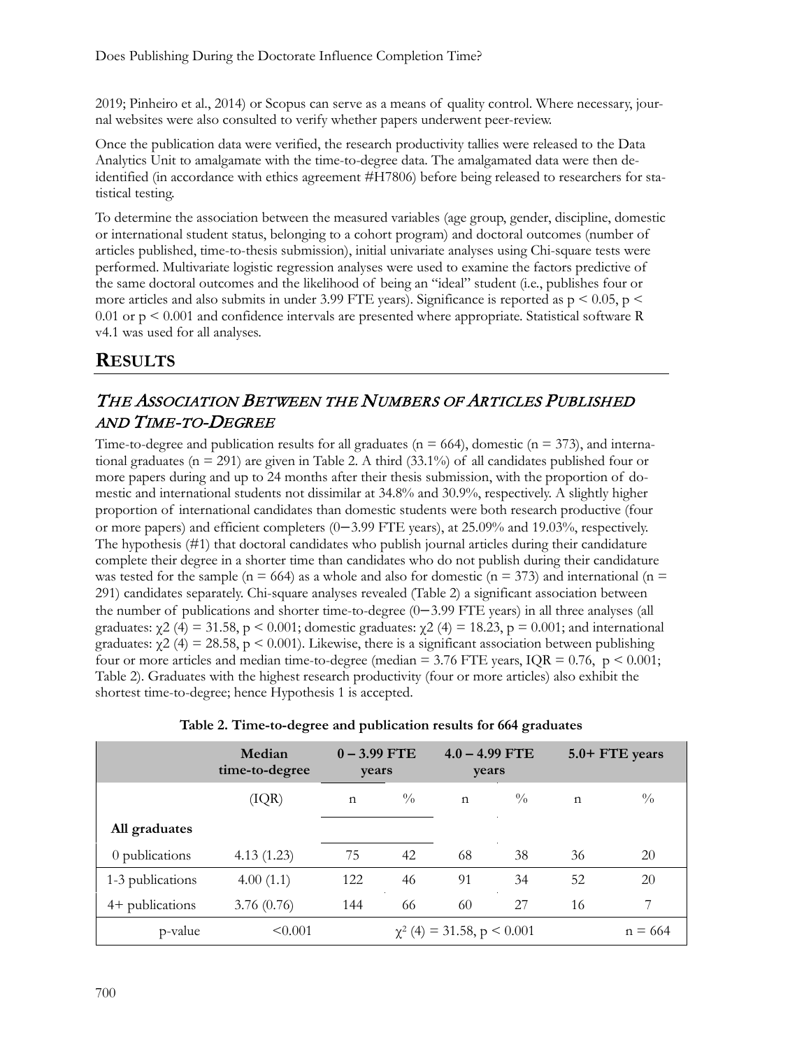2019; Pinheiro et al., 2014) or Scopus can serve as a means of quality control. Where necessary, journal websites were also consulted to verify whether papers underwent peer-review.

Once the publication data were verified, the research productivity tallies were released to the Data Analytics Unit to amalgamate with the time-to-degree data. The amalgamated data were then de-identified (in accordance with ethics agreement #H7806) before being released to researchers for statistical testing.

To determine the association between the measured variables (age group, gender, discipline, domestic or international student status, belonging to a cohort program) and doctoral outcomes (number of articles published, time-to-thesis submission), initial univariate analyses using Chi-square tests were performed. Multivariate logistic regression analyses were used to examine the factors predictive of the same doctoral outcomes and the likelihood of being an "ideal" student (i.e., publishes four or more articles and also submits in under 3.99 FTE years). Significance is reported as $p < 0.05$, $p < 0.01$ or $p < 0.001$ and confidence intervals are presented where appropriate. Statistical software R v4.1 was used for all analyses.

## RESULTS

### *THE ASSOCIATION BETWEEN THE NUMBERS OF ARTICLES PUBLISHED AND TIME-TO-DEGREE*

Time-to-degree and publication results for all graduates ($n = 664$), domestic ($n = 373$), and international graduates ($n = 291$) are given in Table 2. A third (33.1%) of all candidates published four or more papers during and up to 24 months after their thesis submission, with the proportion of domestic and international students not dissimilar at 34.8% and 30.9%, respectively. A slightly higher proportion of international candidates than domestic students were both research productive (four or more papers) and efficient completers (0−3.99 FTE years), at 25.09% and 19.03%, respectively. The hypothesis (#1) that doctoral candidates who publish journal articles during their candidature complete their degree in a shorter time than candidates who do not publish during their candidature was tested for the sample ($n = 664$) as a whole and also for domestic ($n = 373$) and international ($n = 291$) candidates separately. Chi-square analyses revealed (Table 2) a significant association between the number of publications and shorter time-to-degree (0−3.99 FTE years) in all three analyses (all graduates: $\chi2$ (4) = 31.58, $p < 0.001$; domestic graduates: $\chi2$ (4) = 18.23, $p = 0.001$; and international graduates: $\chi2$ (4) = 28.58, $p < 0.001$). Likewise, there is a significant association between publishing four or more articles and median time-to-degree (median = 3.76 FTE years, IQR = 0.76, $p < 0.001$; Table 2). Graduates with the highest research productivity (four or more articles) also exhibit the shortest time-to-degree; hence Hypothesis 1 is accepted.

**Table 2. Time-to-degree and publication results for 664 graduates**

| | Median time-to-degree | 0 – 3.99 FTE years | | 4.0 – 4.99 FTE years | | 5.0+ FTE years | |
|---|---|---|---|---|---|---|---|
| | (IQR) | n | % | n | % | n | % |
| **All graduates** | | | | | | | |
| 0 publications | 4.13 (1.23) | 75 | 42 | 68 | 38 | 36 | 20 |
| 1-3 publications | 4.00 (1.1) | 122 | 46 | 91 | 34 | 52 | 20 |
| 4+ publications | 3.76 (0.76) | 144 | 66 | 60 | 27 | 16 | 7 |
| p-value | <0.001 | $\chi^2$ (4) = 31.58, $p < 0.001$ | | | | n = 664 | |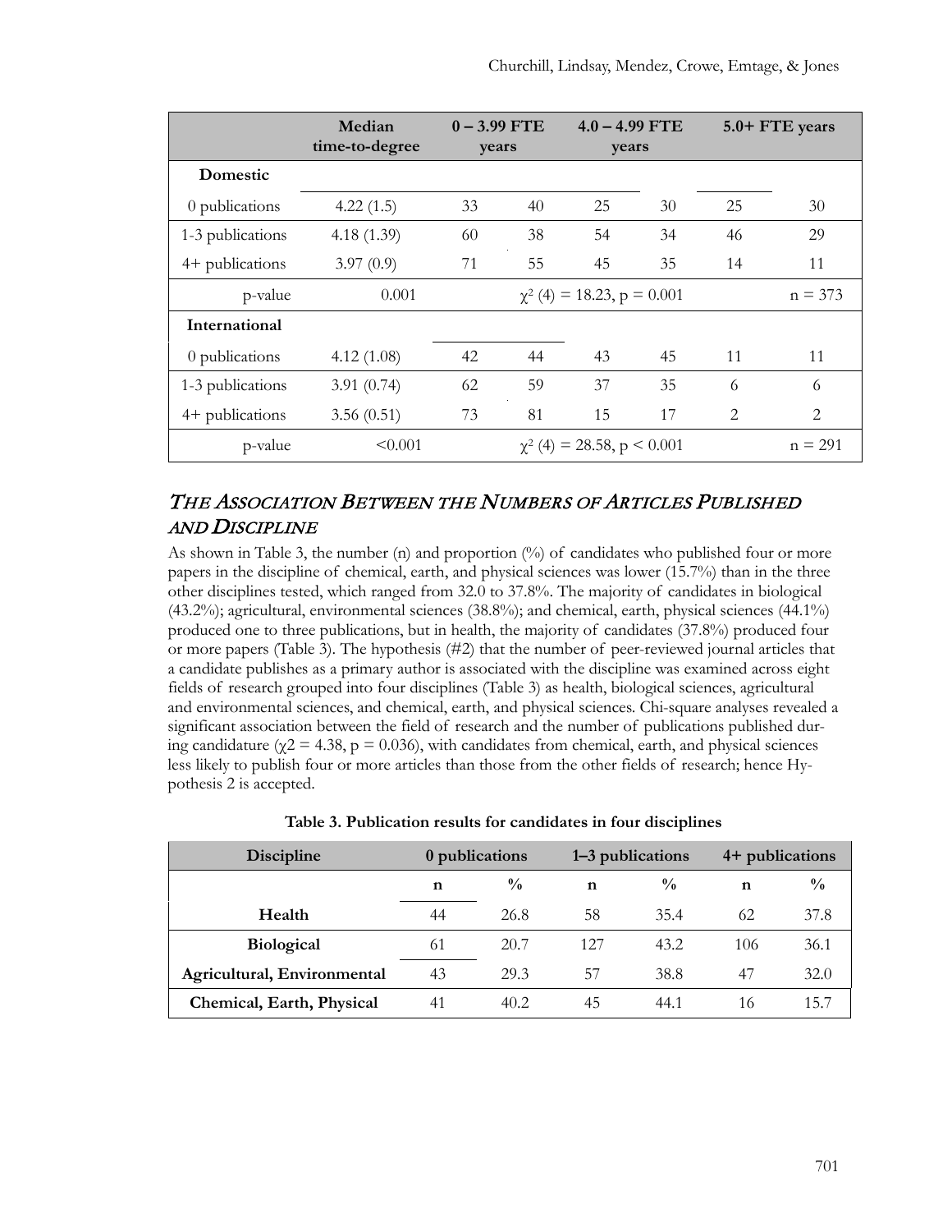| | Median time-to-degree | 0 – 3.99 FTE years | | 4.0 – 4.99 FTE years | | 5.0+ FTE years | |
|---|---|---|---|---|---|---|---|
| **Domestic** | | | | | | | |
| 0 publications | 4.22 (1.5) | 33 | 40 | 25 | 30 | 25 | 30 |
| 1-3 publications | 4.18 (1.39) | 60 | 38 | 54 | 34 | 46 | 29 |
| 4+ publications | 3.97 (0.9) | 71 | 55 | 45 | 35 | 14 | 11 |
| p-value | 0.001 | $\chi^2$ (4) = 18.23, p = 0.001 | | | | | n = 373 |
| **International** | | | | | | | |
| 0 publications | 4.12 (1.08) | 42 | 44 | 43 | 45 | 11 | 11 |
| 1-3 publications | 3.91 (0.74) | 62 | 59 | 37 | 35 | 6 | 6 |
| 4+ publications | 3.56 (0.51) | 73 | 81 | 15 | 17 | 2 | 2 |
| p-value | <0.001 | $\chi^2$ (4) = 28.58, p < 0.001 | | | | | n = 291 |

## *The Association Between the Numbers of Articles Published and Discipline*

As shown in Table 3, the number (n) and proportion (%) of candidates who published four or more papers in the discipline of chemical, earth, and physical sciences was lower (15.7%) than in the three other disciplines tested, which ranged from 32.0 to 37.8%. The majority of candidates in biological (43.2%); agricultural, environmental sciences (38.8%); and chemical, earth, physical sciences (44.1%) produced one to three publications, but in health, the majority of candidates (37.8%) produced four or more papers (Table 3). The hypothesis (#2) that the number of peer-reviewed journal articles that a candidate publishes as a primary author is associated with the discipline was examined across eight fields of research grouped into four disciplines (Table 3) as health, biological sciences, agricultural and environmental sciences, and chemical, earth, and physical sciences. Chi-square analyses revealed a significant association between the field of research and the number of publications published during candidature ($\chi 2 = 4.38$, $p = 0.036$), with candidates from chemical, earth, and physical sciences less likely to publish four or more articles than those from the other fields of research; hence Hypothesis 2 is accepted.

**Table 3. Publication results for candidates in four disciplines**

| Discipline | 0 publications | | 1–3 publications | | 4+ publications | |
|---|---|---|---|---|---|---|
| | **n** | **%** | **n** | **%** | **n** | **%** |
| **Health** | 44 | 26.8 | 58 | 35.4 | 62 | 37.8 |
| **Biological** | 61 | 20.7 | 127 | 43.2 | 106 | 36.1 |
| **Agricultural, Environmental** | 43 | 29.3 | 57 | 38.8 | 47 | 32.0 |
| **Chemical, Earth, Physical** | 41 | 40.2 | 45 | 44.1 | 16 | 15.7 |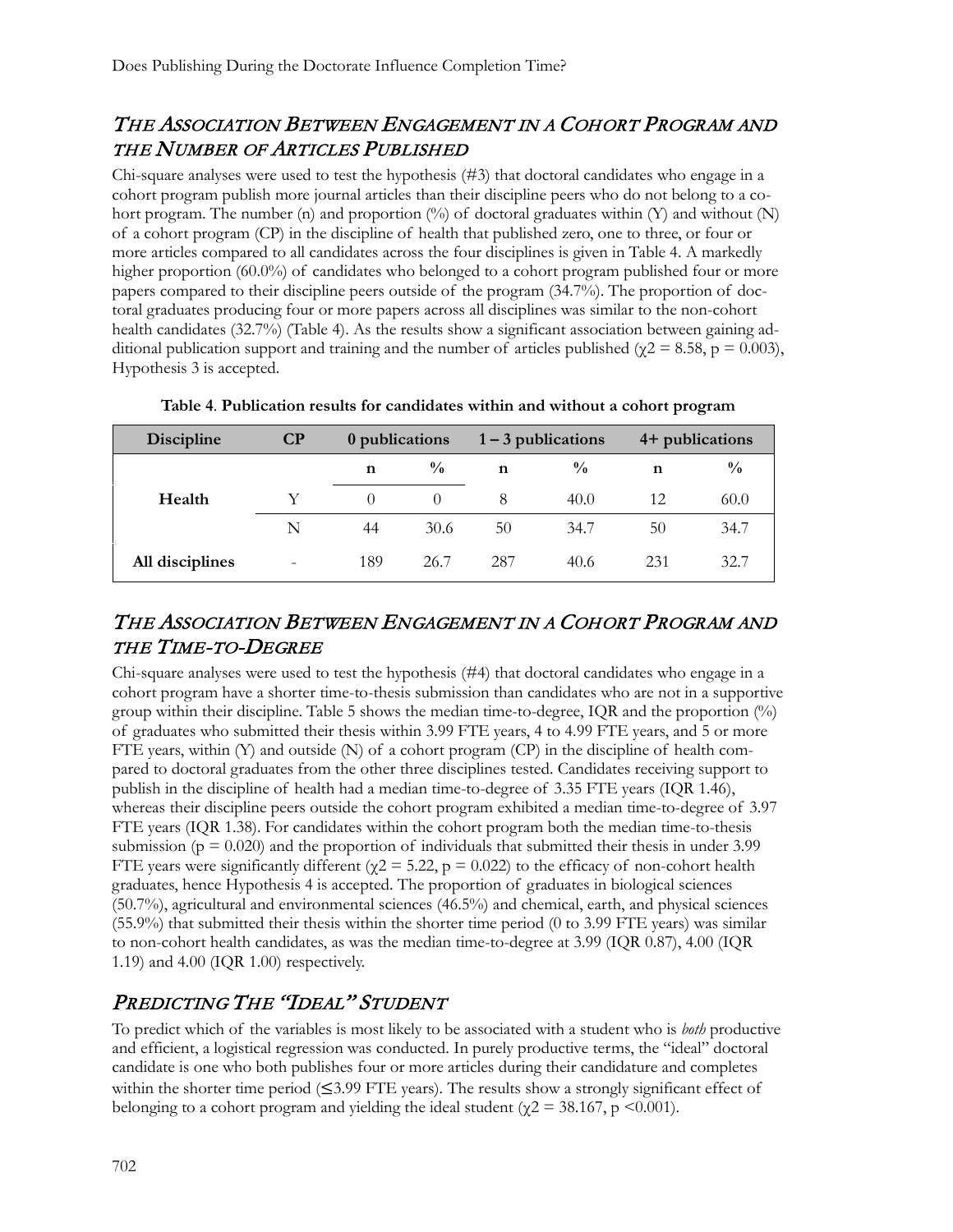## THE ASSOCIATION BETWEEN ENGAGEMENT IN A COHORT PROGRAM AND THE NUMBER OF ARTICLES PUBLISHED

Chi-square analyses were used to test the hypothesis (#3) that doctoral candidates who engage in a cohort program publish more journal articles than their discipline peers who do not belong to a cohort program. The number (n) and proportion (%) of doctoral graduates within (Y) and without (N) of a cohort program (CP) in the discipline of health that published zero, one to three, or four or more articles compared to all candidates across the four disciplines is given in Table 4. A markedly higher proportion (60.0%) of candidates who belonged to a cohort program published four or more papers compared to their discipline peers outside of the program (34.7%). The proportion of doctoral graduates producing four or more papers across all disciplines was similar to the non-cohort health candidates (32.7%) (Table 4). As the results show a significant association between gaining additional publication support and training and the number of articles published ($\chi2 = 8.58$, $p = 0.003$), Hypothesis 3 is accepted.

**Table 4. Publication results for candidates within and without a cohort program**

| Discipline | CP | 0 publications | | 1 – 3 publications | | 4+ publications | |
|---|---|---|---|---|---|---|---|
| | | n | % | n | % | n | % |
| Health | Y | 0 | 0 | 8 | 40.0 | 12 | 60.0 |
| | N | 44 | 30.6 | 50 | 34.7 | 50 | 34.7 |
| All disciplines | - | 189 | 26.7 | 287 | 40.6 | 231 | 32.7 |

## THE ASSOCIATION BETWEEN ENGAGEMENT IN A COHORT PROGRAM AND THE TIME-TO-DEGREE

Chi-square analyses were used to test the hypothesis (#4) that doctoral candidates who engage in a cohort program have a shorter time-to-thesis submission than candidates who are not in a supportive group within their discipline. Table 5 shows the median time-to-degree, IQR and the proportion (%) of graduates who submitted their thesis within 3.99 FTE years, 4 to 4.99 FTE years, and 5 or more FTE years, within (Y) and outside (N) of a cohort program (CP) in the discipline of health compared to doctoral graduates from the other three disciplines tested. Candidates receiving support to publish in the discipline of health had a median time-to-degree of 3.35 FTE years (IQR 1.46), whereas their discipline peers outside the cohort program exhibited a median time-to-degree of 3.97 FTE years (IQR 1.38). For candidates within the cohort program both the median time-to-thesis submission ($p = 0.020$) and the proportion of individuals that submitted their thesis in under 3.99 FTE years were significantly different ($\chi2 = 5.22$, $p = 0.022$) to the efficacy of non-cohort health graduates, hence Hypothesis 4 is accepted. The proportion of graduates in biological sciences (50.7%), agricultural and environmental sciences (46.5%) and chemical, earth, and physical sciences (55.9%) that submitted their thesis within the shorter time period (0 to 3.99 FTE years) was similar to non-cohort health candidates, as was the median time-to-degree at 3.99 (IQR 0.87), 4.00 (IQR 1.19) and 4.00 (IQR 1.00) respectively.

## PREDICTING THE "IDEAL" STUDENT

To predict which of the variables is most likely to be associated with a student who is *both* productive and efficient, a logistical regression was conducted. In purely productive terms, the "ideal" doctoral candidate is one who both publishes four or more articles during their candidature and completes within the shorter time period (≤3.99 FTE years). The results show a strongly significant effect of belonging to a cohort program and yielding the ideal student ($\chi2 = 38.167$, $p < 0.001$).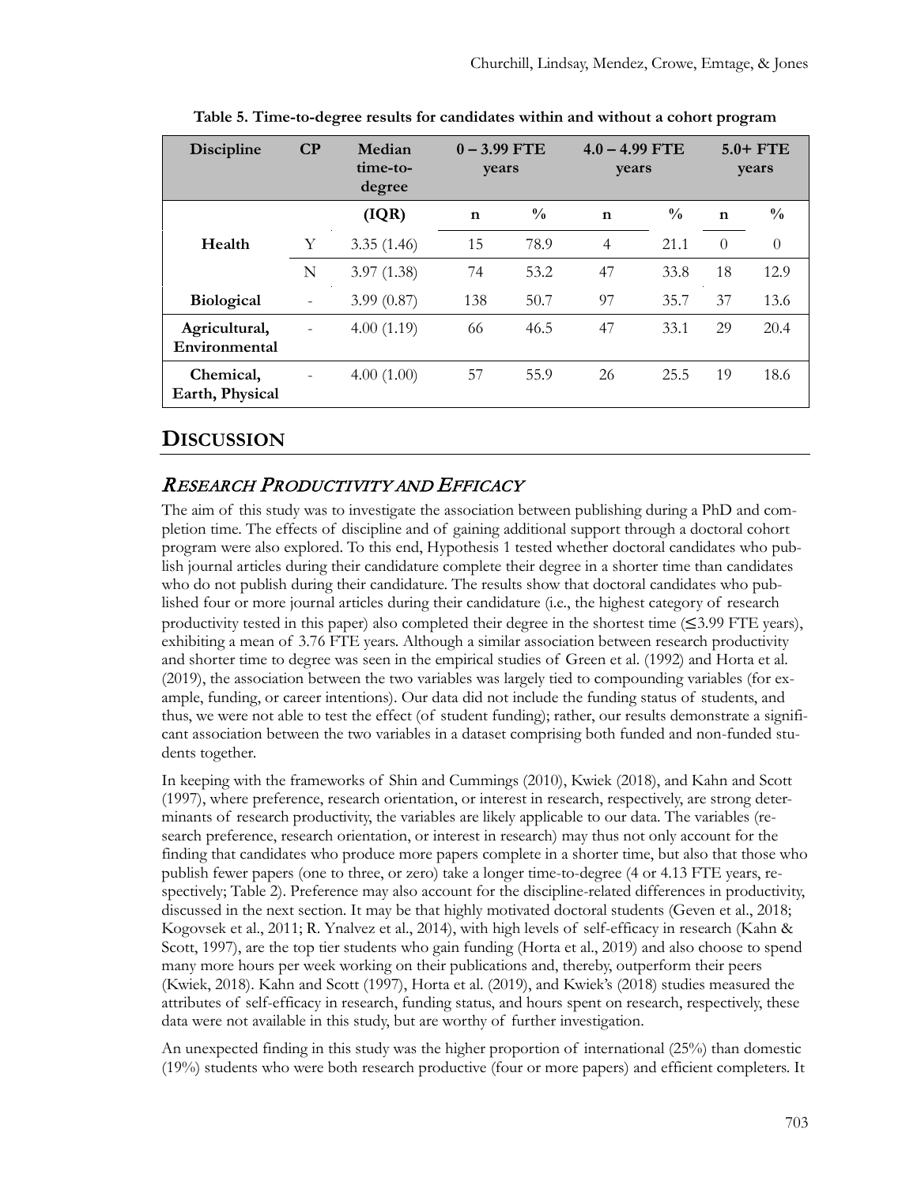**Table 5. Time-to-degree results for candidates within and without a cohort program**

| Discipline | CP | Median time-to-degree | 0 – 3.99 FTE years | | 4.0 – 4.99 FTE years | | 5.0+ FTE years | |
|---|---|---|---|---|---|---|---|---|
| | | (IQR) | n | % | n | % | n | % |
| Health | Y | 3.35 (1.46) | 15 | 78.9 | 4 | 21.1 | 0 | 0 |
| | N | 3.97 (1.38) | 74 | 53.2 | 47 | 33.8 | 18 | 12.9 |
| Biological | - | 3.99 (0.87) | 138 | 50.7 | 97 | 35.7 | 37 | 13.6 |
| Agricultural, Environmental | - | 4.00 (1.19) | 66 | 46.5 | 47 | 33.1 | 29 | 20.4 |
| Chemical, Earth, Physical | - | 4.00 (1.00) | 57 | 55.9 | 26 | 25.5 | 19 | 18.6 |

# DISCUSSION

## *RESEARCH PRODUCTIVITY AND EFFICACY*

The aim of this study was to investigate the association between publishing during a PhD and completion time. The effects of discipline and of gaining additional support through a doctoral cohort program were also explored. To this end, Hypothesis 1 tested whether doctoral candidates who publish journal articles during their candidature complete their degree in a shorter time than candidates who do not publish during their candidature. The results show that doctoral candidates who published four or more journal articles during their candidature (i.e., the highest category of research productivity tested in this paper) also completed their degree in the shortest time (≤3.99 FTE years), exhibiting a mean of 3.76 FTE years. Although a similar association between research productivity and shorter time to degree was seen in the empirical studies of Green et al. (1992) and Horta et al. (2019), the association between the two variables was largely tied to compounding variables (for example, funding, or career intentions). Our data did not include the funding status of students, and thus, we were not able to test the effect (of student funding); rather, our results demonstrate a significant association between the two variables in a dataset comprising both funded and non-funded students together.

In keeping with the frameworks of Shin and Cummings (2010), Kwiek (2018), and Kahn and Scott (1997), where preference, research orientation, or interest in research, respectively, are strong determinants of research productivity, the variables are likely applicable to our data. The variables (research preference, research orientation, or interest in research) may thus not only account for the finding that candidates who produce more papers complete in a shorter time, but also that those who publish fewer papers (one to three, or zero) take a longer time-to-degree (4 or 4.13 FTE years, respectively; Table 2). Preference may also account for the discipline-related differences in productivity, discussed in the next section. It may be that highly motivated doctoral students (Geven et al., 2018; Kogovsek et al., 2011; R. Ynalvez et al., 2014), with high levels of self-efficacy in research (Kahn & Scott, 1997), are the top tier students who gain funding (Horta et al., 2019) and also choose to spend many more hours per week working on their publications and, thereby, outperform their peers (Kwiek, 2018). Kahn and Scott (1997), Horta et al. (2019), and Kwiek's (2018) studies measured the attributes of self-efficacy in research, funding status, and hours spent on research, respectively, these data were not available in this study, but are worthy of further investigation.

An unexpected finding in this study was the higher proportion of international (25%) than domestic (19%) students who were both research productive (four or more papers) and efficient completers. It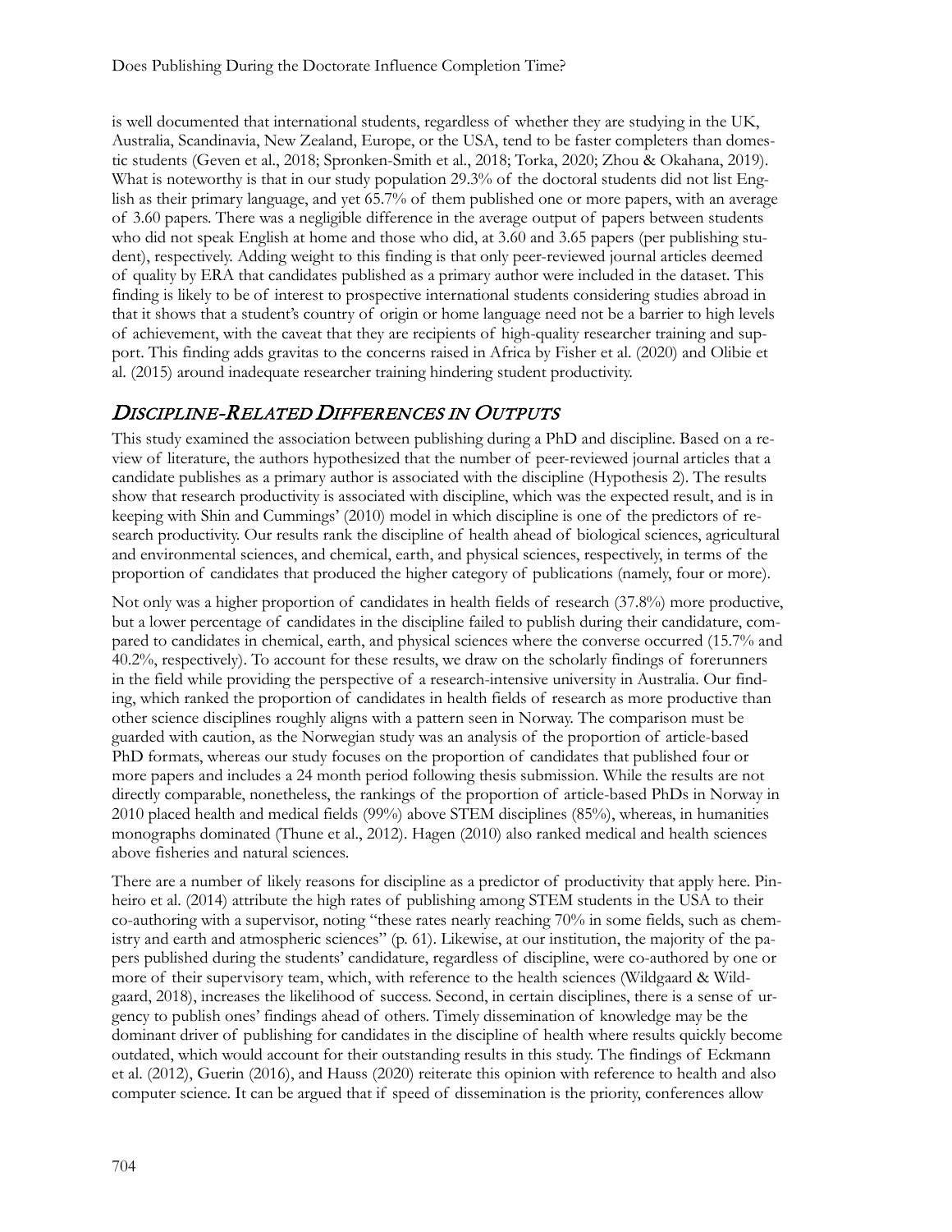is well documented that international students, regardless of whether they are studying in the UK, Australia, Scandinavia, New Zealand, Europe, or the USA, tend to be faster completers than domestic students (Geven et al., 2018; Spronken-Smith et al., 2018; Torka, 2020; Zhou & Okahana, 2019). What is noteworthy is that in our study population 29.3% of the doctoral students did not list English as their primary language, and yet 65.7% of them published one or more papers, with an average of 3.60 papers. There was a negligible difference in the average output of papers between students who did not speak English at home and those who did, at 3.60 and 3.65 papers (per publishing student), respectively. Adding weight to this finding is that only peer-reviewed journal articles deemed of quality by ERA that candidates published as a primary author were included in the dataset. This finding is likely to be of interest to prospective international students considering studies abroad in that it shows that a student's country of origin or home language need not be a barrier to high levels of achievement, with the caveat that they are recipients of high-quality researcher training and support. This finding adds gravitas to the concerns raised in Africa by Fisher et al. (2020) and Olibie et al. (2015) around inadequate researcher training hindering student productivity.

## *Discipline-Related Differences in Outputs*

This study examined the association between publishing during a PhD and discipline. Based on a review of literature, the authors hypothesized that the number of peer-reviewed journal articles that a candidate publishes as a primary author is associated with the discipline (Hypothesis 2). The results show that research productivity is associated with discipline, which was the expected result, and is in keeping with Shin and Cummings' (2010) model in which discipline is one of the predictors of research productivity. Our results rank the discipline of health ahead of biological sciences, agricultural and environmental sciences, and chemical, earth, and physical sciences, respectively, in terms of the proportion of candidates that produced the higher category of publications (namely, four or more).

Not only was a higher proportion of candidates in health fields of research (37.8%) more productive, but a lower percentage of candidates in the discipline failed to publish during their candidature, compared to candidates in chemical, earth, and physical sciences where the converse occurred (15.7% and 40.2%, respectively). To account for these results, we draw on the scholarly findings of forerunners in the field while providing the perspective of a research-intensive university in Australia. Our finding, which ranked the proportion of candidates in health fields of research as more productive than other science disciplines roughly aligns with a pattern seen in Norway. The comparison must be guarded with caution, as the Norwegian study was an analysis of the proportion of article-based PhD formats, whereas our study focuses on the proportion of candidates that published four or more papers and includes a 24 month period following thesis submission. While the results are not directly comparable, nonetheless, the rankings of the proportion of article-based PhDs in Norway in 2010 placed health and medical fields (99%) above STEM disciplines (85%), whereas, in humanities monographs dominated (Thune et al., 2012). Hagen (2010) also ranked medical and health sciences above fisheries and natural sciences.

There are a number of likely reasons for discipline as a predictor of productivity that apply here. Pinheiro et al. (2014) attribute the high rates of publishing among STEM students in the USA to their co-authoring with a supervisor, noting "these rates nearly reaching 70% in some fields, such as chemistry and earth and atmospheric sciences" (p. 61). Likewise, at our institution, the majority of the papers published during the students' candidature, regardless of discipline, were co-authored by one or more of their supervisory team, which, with reference to the health sciences (Wildgaard & Wildgaard, 2018), increases the likelihood of success. Second, in certain disciplines, there is a sense of urgency to publish ones' findings ahead of others. Timely dissemination of knowledge may be the dominant driver of publishing for candidates in the discipline of health where results quickly become outdated, which would account for their outstanding results in this study. The findings of Eckmann et al. (2012), Guerin (2016), and Hauss (2020) reiterate this opinion with reference to health and also computer science. It can be argued that if speed of dissemination is the priority, conferences allow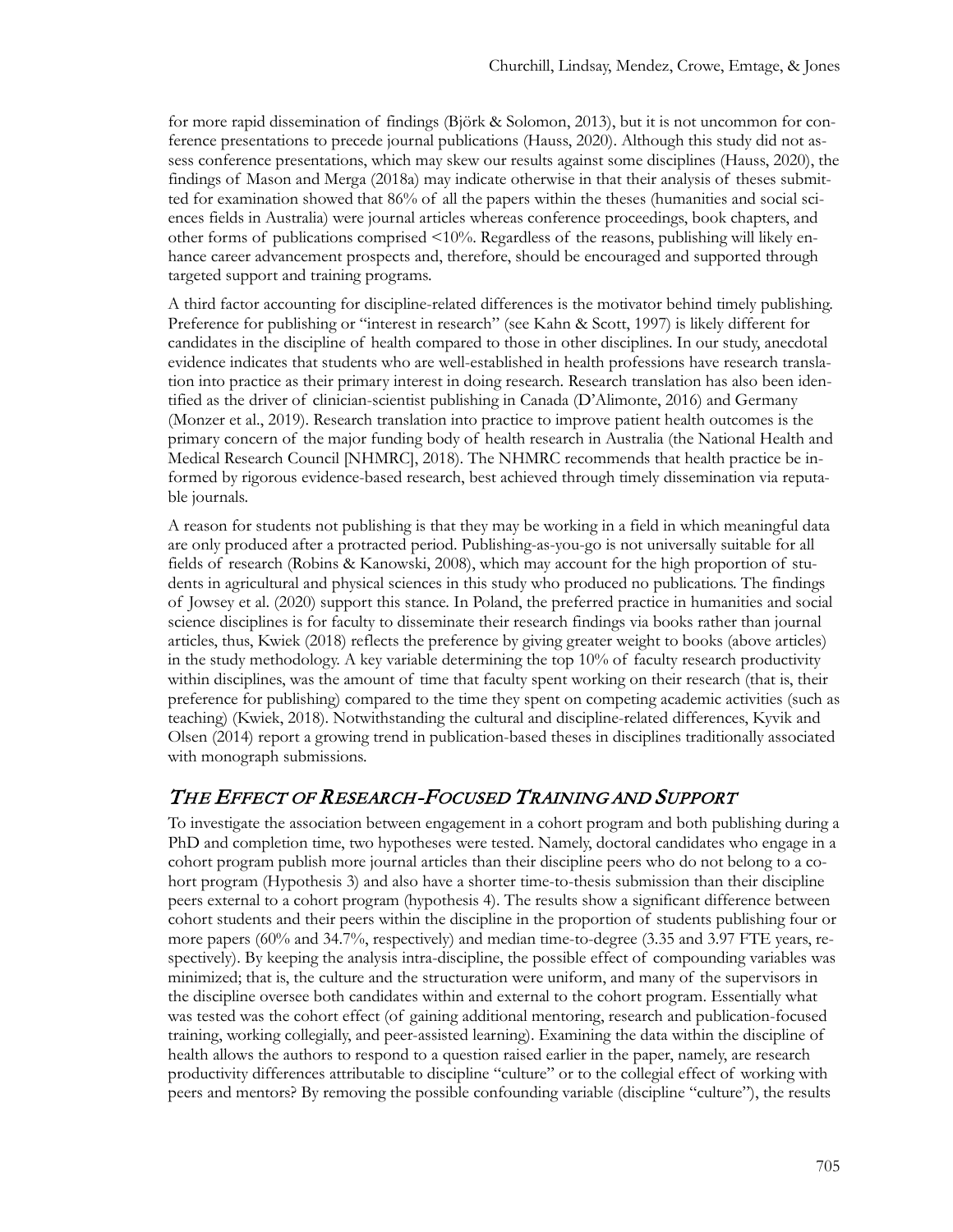for more rapid dissemination of findings (Björk & Solomon, 2013), but it is not uncommon for conference presentations to precede journal publications (Hauss, 2020). Although this study did not assess conference presentations, which may skew our results against some disciplines (Hauss, 2020), the findings of Mason and Merga (2018a) may indicate otherwise in that their analysis of theses submitted for examination showed that 86% of all the papers within the theses (humanities and social sciences fields in Australia) were journal articles whereas conference proceedings, book chapters, and other forms of publications comprised <10%. Regardless of the reasons, publishing will likely enhance career advancement prospects and, therefore, should be encouraged and supported through targeted support and training programs.

A third factor accounting for discipline-related differences is the motivator behind timely publishing. Preference for publishing or "interest in research" (see Kahn & Scott, 1997) is likely different for candidates in the discipline of health compared to those in other disciplines. In our study, anecdotal evidence indicates that students who are well-established in health professions have research translation into practice as their primary interest in doing research. Research translation has also been identified as the driver of clinician-scientist publishing in Canada (D'Alimonte, 2016) and Germany (Monzer et al., 2019). Research translation into practice to improve patient health outcomes is the primary concern of the major funding body of health research in Australia (the National Health and Medical Research Council [NHMRC], 2018). The NHMRC recommends that health practice be informed by rigorous evidence-based research, best achieved through timely dissemination via reputable journals.

A reason for students not publishing is that they may be working in a field in which meaningful data are only produced after a protracted period. Publishing-as-you-go is not universally suitable for all fields of research (Robins & Kanowski, 2008), which may account for the high proportion of students in agricultural and physical sciences in this study who produced no publications. The findings of Jowsey et al. (2020) support this stance. In Poland, the preferred practice in humanities and social science disciplines is for faculty to disseminate their research findings via books rather than journal articles, thus, Kwiek (2018) reflects the preference by giving greater weight to books (above articles) in the study methodology. A key variable determining the top 10% of faculty research productivity within disciplines, was the amount of time that faculty spent working on their research (that is, their preference for publishing) compared to the time they spent on competing academic activities (such as teaching) (Kwiek, 2018). Notwithstanding the cultural and discipline-related differences, Kyvik and Olsen (2014) report a growing trend in publication-based theses in disciplines traditionally associated with monograph submissions.

## *The Effect of Research-Focused Training and Support*

To investigate the association between engagement in a cohort program and both publishing during a PhD and completion time, two hypotheses were tested. Namely, doctoral candidates who engage in a cohort program publish more journal articles than their discipline peers who do not belong to a cohort program (Hypothesis 3) and also have a shorter time-to-thesis submission than their discipline peers external to a cohort program (hypothesis 4). The results show a significant difference between cohort students and their peers within the discipline in the proportion of students publishing four or more papers (60% and 34.7%, respectively) and median time-to-degree (3.35 and 3.97 FTE years, respectively). By keeping the analysis intra-discipline, the possible effect of compounding variables was minimized; that is, the culture and the structuration were uniform, and many of the supervisors in the discipline oversee both candidates within and external to the cohort program. Essentially what was tested was the cohort effect (of gaining additional mentoring, research and publication-focused training, working collegially, and peer-assisted learning). Examining the data within the discipline of health allows the authors to respond to a question raised earlier in the paper, namely, are research productivity differences attributable to discipline "culture" or to the collegial effect of working with peers and mentors? By removing the possible confounding variable (discipline "culture"), the results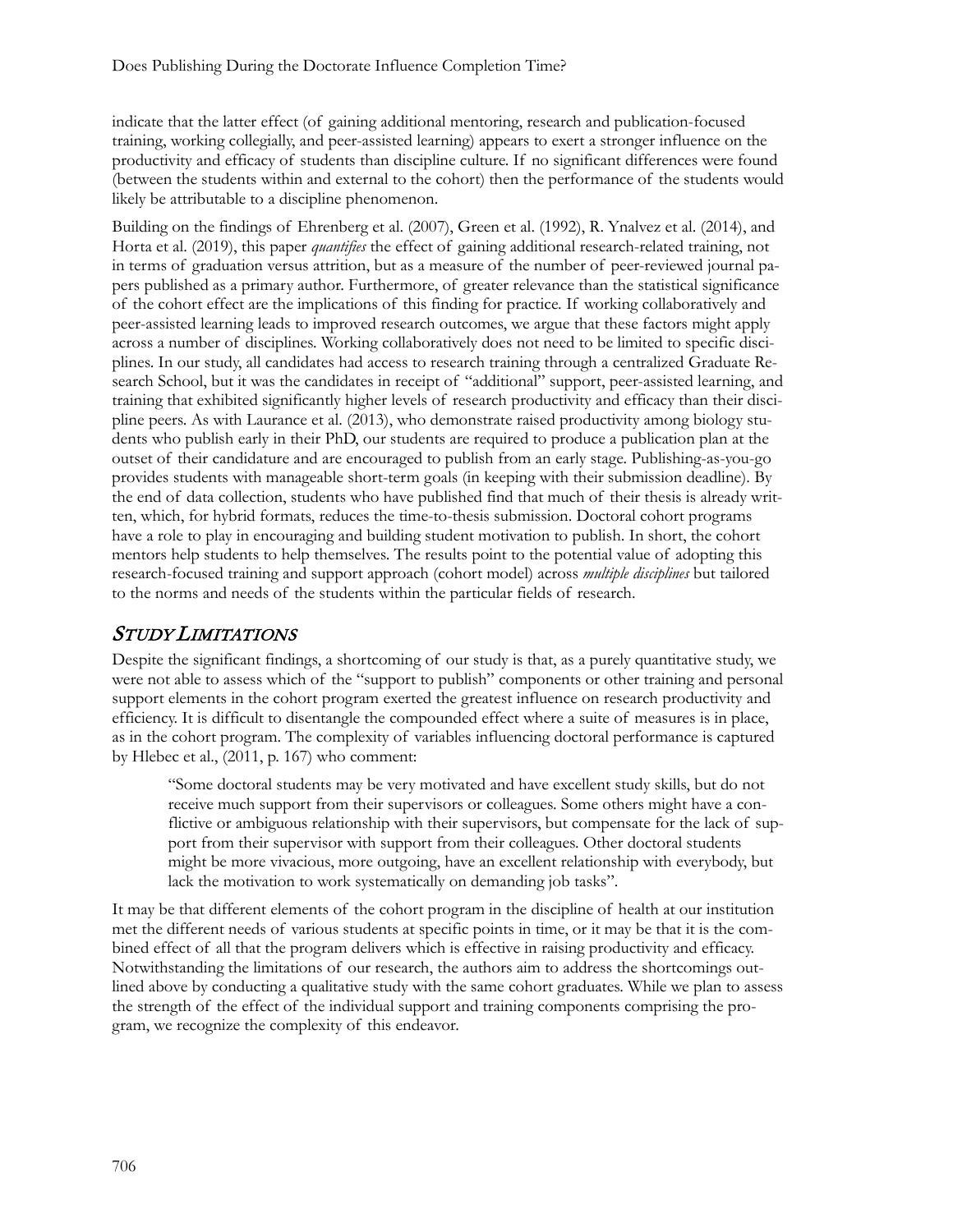indicate that the latter effect (of gaining additional mentoring, research and publication-focused training, working collegially, and peer-assisted learning) appears to exert a stronger influence on the productivity and efficacy of students than discipline culture. If no significant differences were found (between the students within and external to the cohort) then the performance of the students would likely be attributable to a discipline phenomenon.

Building on the findings of Ehrenberg et al. (2007), Green et al. (1992), R. Ynalvez et al. (2014), and Horta et al. (2019), this paper *quantifies* the effect of gaining additional research-related training, not in terms of graduation versus attrition, but as a measure of the number of peer-reviewed journal papers published as a primary author. Furthermore, of greater relevance than the statistical significance of the cohort effect are the implications of this finding for practice. If working collaboratively and peer-assisted learning leads to improved research outcomes, we argue that these factors might apply across a number of disciplines. Working collaboratively does not need to be limited to specific disciplines. In our study, all candidates had access to research training through a centralized Graduate Research School, but it was the candidates in receipt of "additional" support, peer-assisted learning, and training that exhibited significantly higher levels of research productivity and efficacy than their discipline peers. As with Laurance et al. (2013), who demonstrate raised productivity among biology students who publish early in their PhD, our students are required to produce a publication plan at the outset of their candidature and are encouraged to publish from an early stage. Publishing-as-you-go provides students with manageable short-term goals (in keeping with their submission deadline). By the end of data collection, students who have published find that much of their thesis is already written, which, for hybrid formats, reduces the time-to-thesis submission. Doctoral cohort programs have a role to play in encouraging and building student motivation to publish. In short, the cohort mentors help students to help themselves. The results point to the potential value of adopting this research-focused training and support approach (cohort model) across *multiple disciplines* but tailored to the norms and needs of the students within the particular fields of research.

## *Study Limitations*

Despite the significant findings, a shortcoming of our study is that, as a purely quantitative study, we were not able to assess which of the "support to publish" components or other training and personal support elements in the cohort program exerted the greatest influence on research productivity and efficiency. It is difficult to disentangle the compounded effect where a suite of measures is in place, as in the cohort program. The complexity of variables influencing doctoral performance is captured by Hlebec et al., (2011, p. 167) who comment:

> "Some doctoral students may be very motivated and have excellent study skills, but do not receive much support from their supervisors or colleagues. Some others might have a conflictive or ambiguous relationship with their supervisors, but compensate for the lack of support from their supervisor with support from their colleagues. Other doctoral students might be more vivacious, more outgoing, have an excellent relationship with everybody, but lack the motivation to work systematically on demanding job tasks".

It may be that different elements of the cohort program in the discipline of health at our institution met the different needs of various students at specific points in time, or it may be that it is the combined effect of all that the program delivers which is effective in raising productivity and efficacy. Notwithstanding the limitations of our research, the authors aim to address the shortcomings outlined above by conducting a qualitative study with the same cohort graduates. While we plan to assess the strength of the effect of the individual support and training components comprising the program, we recognize the complexity of this endeavor.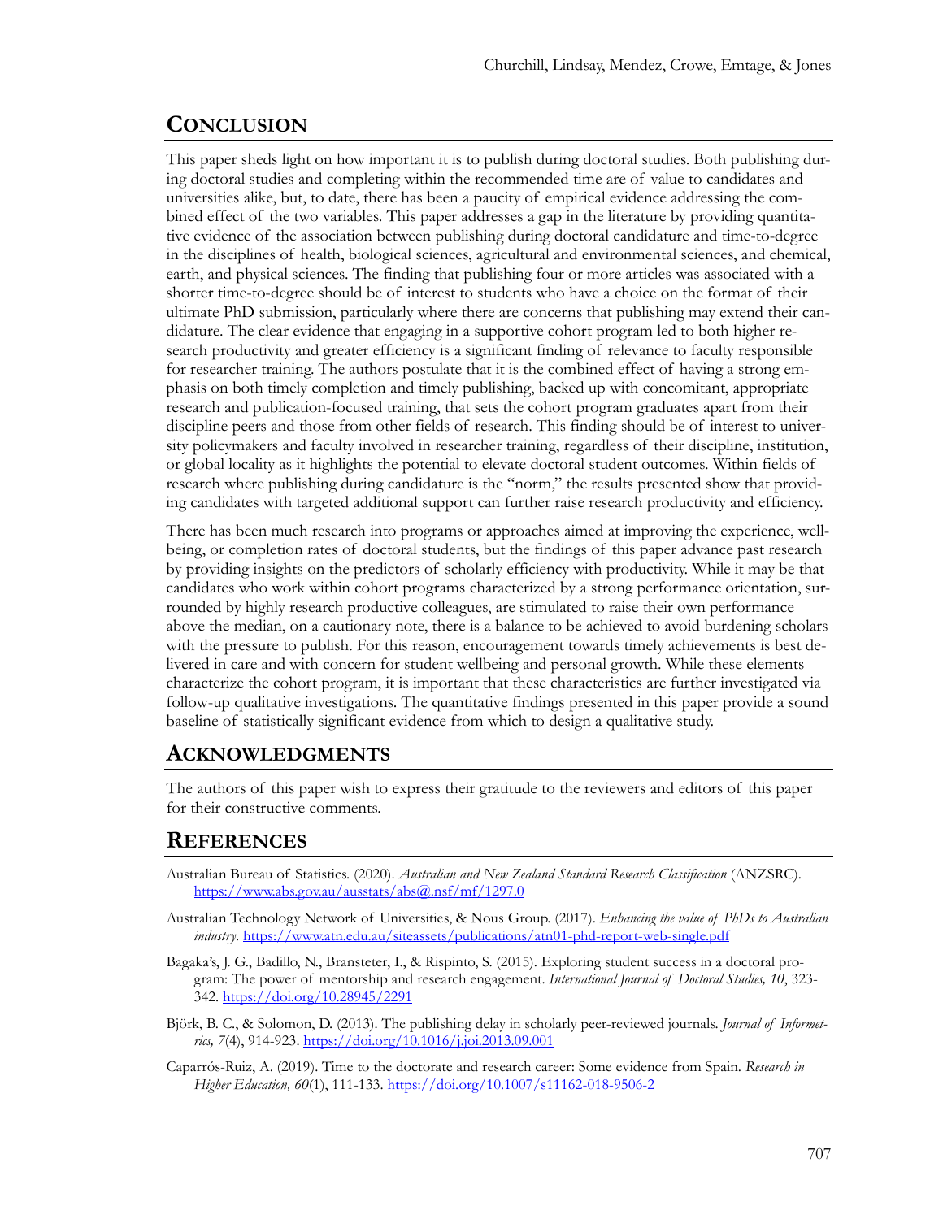## CONCLUSION

This paper sheds light on how important it is to publish during doctoral studies. Both publishing during doctoral studies and completing within the recommended time are of value to candidates and universities alike, but, to date, there has been a paucity of empirical evidence addressing the combined effect of the two variables. This paper addresses a gap in the literature by providing quantitative evidence of the association between publishing during doctoral candidature and time-to-degree in the disciplines of health, biological sciences, agricultural and environmental sciences, and chemical, earth, and physical sciences. The finding that publishing four or more articles was associated with a shorter time-to-degree should be of interest to students who have a choice on the format of their ultimate PhD submission, particularly where there are concerns that publishing may extend their candidature. The clear evidence that engaging in a supportive cohort program led to both higher research productivity and greater efficiency is a significant finding of relevance to faculty responsible for researcher training. The authors postulate that it is the combined effect of having a strong emphasis on both timely completion and timely publishing, backed up with concomitant, appropriate research and publication-focused training, that sets the cohort program graduates apart from their discipline peers and those from other fields of research. This finding should be of interest to university policymakers and faculty involved in researcher training, regardless of their discipline, institution, or global locality as it highlights the potential to elevate doctoral student outcomes. Within fields of research where publishing during candidature is the "norm," the results presented show that providing candidates with targeted additional support can further raise research productivity and efficiency.

There has been much research into programs or approaches aimed at improving the experience, wellbeing, or completion rates of doctoral students, but the findings of this paper advance past research by providing insights on the predictors of scholarly efficiency with productivity. While it may be that candidates who work within cohort programs characterized by a strong performance orientation, surrounded by highly research productive colleagues, are stimulated to raise their own performance above the median, on a cautionary note, there is a balance to be achieved to avoid burdening scholars with the pressure to publish. For this reason, encouragement towards timely achievements is best delivered in care and with concern for student wellbeing and personal growth. While these elements characterize the cohort program, it is important that these characteristics are further investigated via follow-up qualitative investigations. The quantitative findings presented in this paper provide a sound baseline of statistically significant evidence from which to design a qualitative study.

## ACKNOWLEDGMENTS

The authors of this paper wish to express their gratitude to the reviewers and editors of this paper for their constructive comments.

## REFERENCES

Australian Bureau of Statistics. (2020). *Australian and New Zealand Standard Research Classification* (ANZSRC). https://www.abs.gov.au/ausstats/abs@.nsf/mf/1297.0

Australian Technology Network of Universities, & Nous Group. (2017). *Enhancing the value of PhDs to Australian industry*. https://www.atn.edu.au/siteassets/publications/atn01-phd-report-web-single.pdf

Bagaka's, J. G., Badillo, N., Bransteter, I., & Rispinto, S. (2015). Exploring student success in a doctoral program: The power of mentorship and research engagement. *International Journal of Doctoral Studies, 10*, 323-342. https://doi.org/10.28945/2291

Björk, B. C., & Solomon, D. (2013). The publishing delay in scholarly peer-reviewed journals. *Journal of Informetrics, 7*(4), 914-923. https://doi.org/10.1016/j.joi.2013.09.001

Caparrós-Ruiz, A. (2019). Time to the doctorate and research career: Some evidence from Spain. *Research in Higher Education, 60*(1), 111-133. https://doi.org/10.1007/s11162-018-9506-2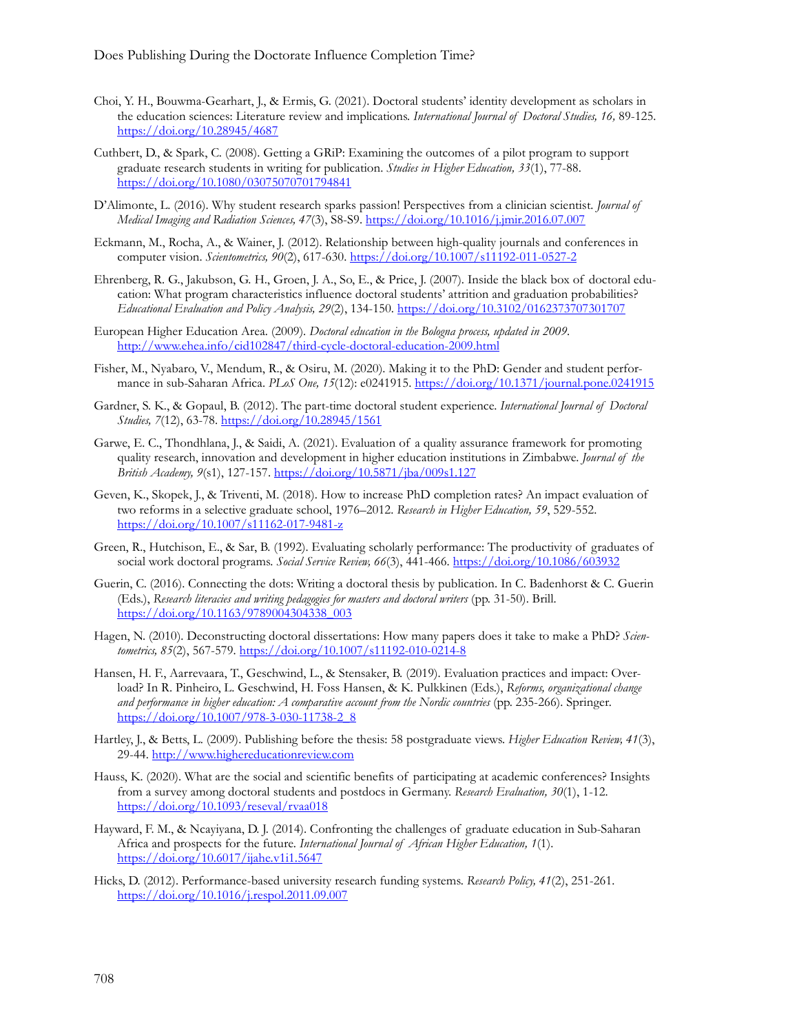Choi, Y. H., Bouwma-Gearhart, J., & Ermis, G. (2021). Doctoral students' identity development as scholars in the education sciences: Literature review and implications. *International Journal of Doctoral Studies, 16,* 89-125. https://doi.org/10.28945/4687

Cuthbert, D., & Spark, C. (2008). Getting a GRiP: Examining the outcomes of a pilot program to support graduate research students in writing for publication. *Studies in Higher Education, 33*(1), 77-88. https://doi.org/10.1080/03075070701794841

D'Alimonte, L. (2016). Why student research sparks passion! Perspectives from a clinician scientist. *Journal of Medical Imaging and Radiation Sciences, 47*(3), S8-S9. https://doi.org/10.1016/j.jmir.2016.07.007

Eckmann, M., Rocha, A., & Wainer, J. (2012). Relationship between high-quality journals and conferences in computer vision. *Scientometrics, 90*(2), 617-630. https://doi.org/10.1007/s11192-011-0527-2

Ehrenberg, R. G., Jakubson, G. H., Groen, J. A., So, E., & Price, J. (2007). Inside the black box of doctoral education: What program characteristics influence doctoral students' attrition and graduation probabilities? *Educational Evaluation and Policy Analysis, 29*(2), 134-150. https://doi.org/10.3102/0162373707301707

European Higher Education Area. (2009). *Doctoral education in the Bologna process, updated in 2009*. http://www.ehea.info/cid102847/third-cycle-doctoral-education-2009.html

Fisher, M., Nyabaro, V., Mendum, R., & Osiru, M. (2020). Making it to the PhD: Gender and student performance in sub-Saharan Africa. *PLoS One, 15*(12): e0241915. https://doi.org/10.1371/journal.pone.0241915

Gardner, S. K., & Gopaul, B. (2012). The part-time doctoral student experience. *International Journal of Doctoral Studies, 7*(12), 63-78. https://doi.org/10.28945/1561

Garwe, E. C., Thondhlana, J., & Saidi, A. (2021). Evaluation of a quality assurance framework for promoting quality research, innovation and development in higher education institutions in Zimbabwe. *Journal of the British Academy, 9*(s1), 127-157. https://doi.org/10.5871/jba/009s1.127

Geven, K., Skopek, J., & Triventi, M. (2018). How to increase PhD completion rates? An impact evaluation of two reforms in a selective graduate school, 1976–2012. *Research in Higher Education, 59*, 529-552. https://doi.org/10.1007/s11162-017-9481-z

Green, R., Hutchison, E., & Sar, B. (1992). Evaluating scholarly performance: The productivity of graduates of social work doctoral programs. *Social Service Review, 66*(3), 441-466. https://doi.org/10.1086/603932

Guerin, C. (2016). Connecting the dots: Writing a doctoral thesis by publication. In C. Badenhorst & C. Guerin (Eds.), *Research literacies and writing pedagogies for masters and doctoral writers* (pp. 31-50). Brill. https://doi.org/10.1163/9789004304338_003

Hagen, N. (2010). Deconstructing doctoral dissertations: How many papers does it take to make a PhD? *Scientometrics, 85*(2), 567-579. https://doi.org/10.1007/s11192-010-0214-8

Hansen, H. F., Aarrevaara, T., Geschwind, L., & Stensaker, B. (2019). Evaluation practices and impact: Overload? In R. Pinheiro, L. Geschwind, H. Foss Hansen, & K. Pulkkinen (Eds.), *Reforms, organizational change and performance in higher education: A comparative account from the Nordic countries* (pp. 235-266). Springer. https://doi.org/10.1007/978-3-030-11738-2_8

Hartley, J., & Betts, L. (2009). Publishing before the thesis: 58 postgraduate views. *Higher Education Review, 41*(3), 29-44. http://www.highereducationreview.com

Hauss, K. (2020). What are the social and scientific benefits of participating at academic conferences? Insights from a survey among doctoral students and postdocs in Germany. *Research Evaluation, 30*(1), 1-12. https://doi.org/10.1093/reseval/rvaa018

Hayward, F. M., & Ncayiyana, D. J. (2014). Confronting the challenges of graduate education in Sub-Saharan Africa and prospects for the future. *International Journal of African Higher Education, 1*(1). https://doi.org/10.6017/ijahe.v1i1.5647

Hicks, D. (2012). Performance-based university research funding systems. *Research Policy, 41*(2), 251-261. https://doi.org/10.1016/j.respol.2011.09.007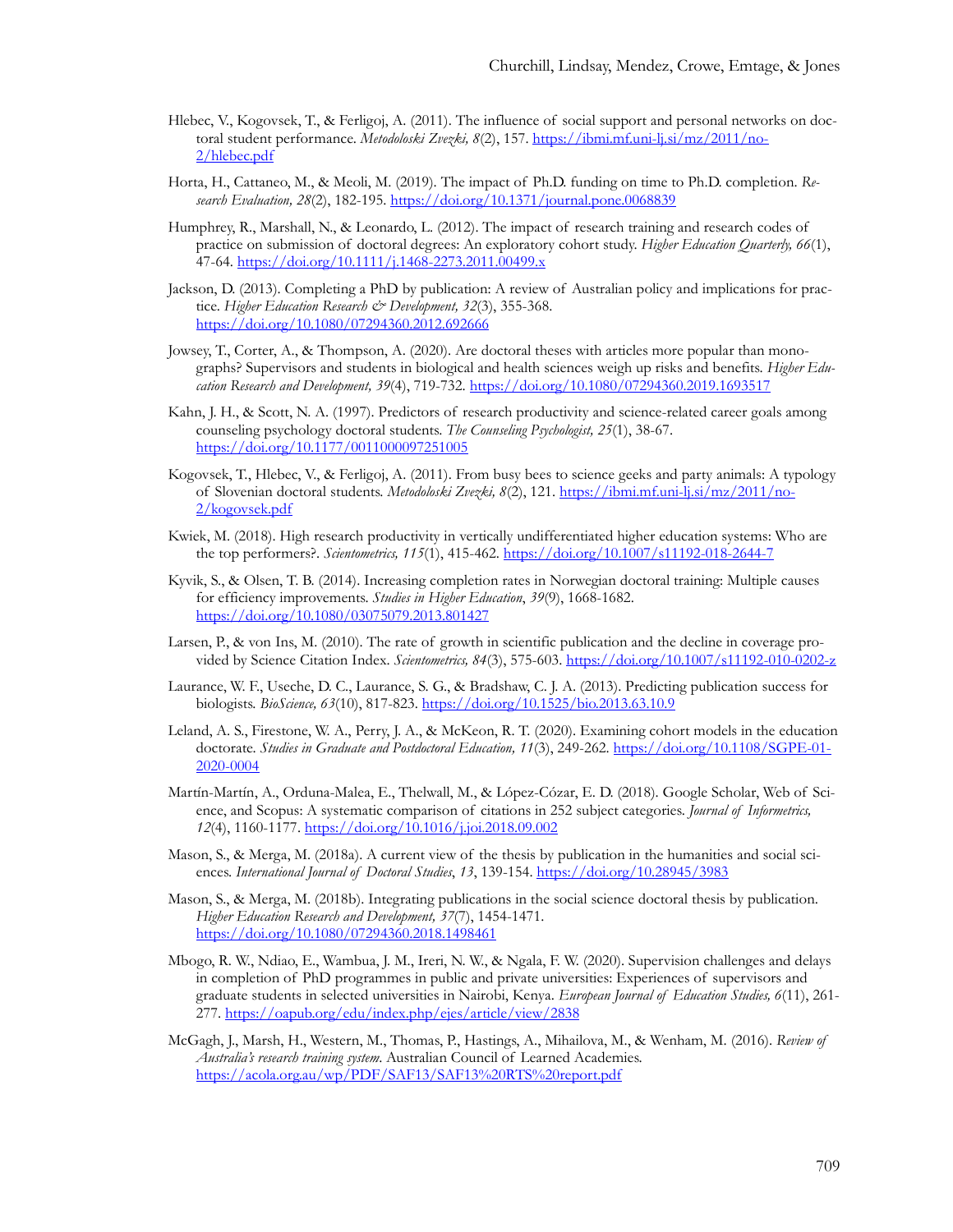Hlebec, V., Kogovsek, T., & Ferligoj, A. (2011). The influence of social support and personal networks on doctoral student performance. *Metodoloski Zvezki, 8*(2), 157. https://ibmi.mf.uni-lj.si/mz/2011/no-2/hlebec.pdf

Horta, H., Cattaneo, M., & Meoli, M. (2019). The impact of Ph.D. funding on time to Ph.D. completion. *Research Evaluation, 28*(2), 182-195. https://doi.org/10.1371/journal.pone.0068839

Humphrey, R., Marshall, N., & Leonardo, L. (2012). The impact of research training and research codes of practice on submission of doctoral degrees: An exploratory cohort study. *Higher Education Quarterly, 66*(1), 47-64. https://doi.org/10.1111/j.1468-2273.2011.00499.x

Jackson, D. (2013). Completing a PhD by publication: A review of Australian policy and implications for practice. *Higher Education Research & Development, 32*(3), 355-368. https://doi.org/10.1080/07294360.2012.692666

Jowsey, T., Corter, A., & Thompson, A. (2020). Are doctoral theses with articles more popular than monographs? Supervisors and students in biological and health sciences weigh up risks and benefits. *Higher Education Research and Development, 39*(4), 719-732. https://doi.org/10.1080/07294360.2019.1693517

Kahn, J. H., & Scott, N. A. (1997). Predictors of research productivity and science-related career goals among counseling psychology doctoral students. *The Counseling Psychologist, 25*(1), 38-67. https://doi.org/10.1177/0011000097251005

Kogovsek, T., Hlebec, V., & Ferligoj, A. (2011). From busy bees to science geeks and party animals: A typology of Slovenian doctoral students. *Metodoloski Zvezki, 8*(2), 121. https://ibmi.mf.uni-lj.si/mz/2011/no-2/kogovsek.pdf

Kwiek, M. (2018). High research productivity in vertically undifferentiated higher education systems: Who are the top performers?. *Scientometrics, 115*(1), 415-462. https://doi.org/10.1007/s11192-018-2644-7

Kyvik, S., & Olsen, T. B. (2014). Increasing completion rates in Norwegian doctoral training: Multiple causes for efficiency improvements. *Studies in Higher Education*, *39*(9), 1668-1682. https://doi.org/10.1080/03075079.2013.801427

Larsen, P., & von Ins, M. (2010). The rate of growth in scientific publication and the decline in coverage provided by Science Citation Index. *Scientometrics, 84*(3), 575-603. https://doi.org/10.1007/s11192-010-0202-z

Laurance, W. F., Useche, D. C., Laurance, S. G., & Bradshaw, C. J. A. (2013). Predicting publication success for biologists. *BioScience, 63*(10), 817-823. https://doi.org/10.1525/bio.2013.63.10.9

Leland, A. S., Firestone, W. A., Perry, J. A., & McKeon, R. T. (2020). Examining cohort models in the education doctorate. *Studies in Graduate and Postdoctoral Education, 11*(3), 249-262. https://doi.org/10.1108/SGPE-01-2020-0004

Martín-Martín, A., Orduna-Malea, E., Thelwall, M., & López-Cózar, E. D. (2018). Google Scholar, Web of Science, and Scopus: A systematic comparison of citations in 252 subject categories. *Journal of Informetrics, 12*(4), 1160-1177. https://doi.org/10.1016/j.joi.2018.09.002

Mason, S., & Merga, M. (2018a). A current view of the thesis by publication in the humanities and social sciences. *International Journal of Doctoral Studies*, *13*, 139-154. https://doi.org/10.28945/3983

Mason, S., & Merga, M. (2018b). Integrating publications in the social science doctoral thesis by publication. *Higher Education Research and Development, 37*(7), 1454-1471. https://doi.org/10.1080/07294360.2018.1498461

Mbogo, R. W., Ndiao, E., Wambua, J. M., Ireri, N. W., & Ngala, F. W. (2020). Supervision challenges and delays in completion of PhD programmes in public and private universities: Experiences of supervisors and graduate students in selected universities in Nairobi, Kenya. *European Journal of Education Studies, 6*(11), 261-277. https://oapub.org/edu/index.php/ejes/article/view/2838

McGagh, J., Marsh, H., Western, M., Thomas, P., Hastings, A., Mihailova, M., & Wenham, M. (2016). *Review of Australia's research training system*. Australian Council of Learned Academies. https://acola.org.au/wp/PDF/SAF13/SAF13%20RTS%20report.pdf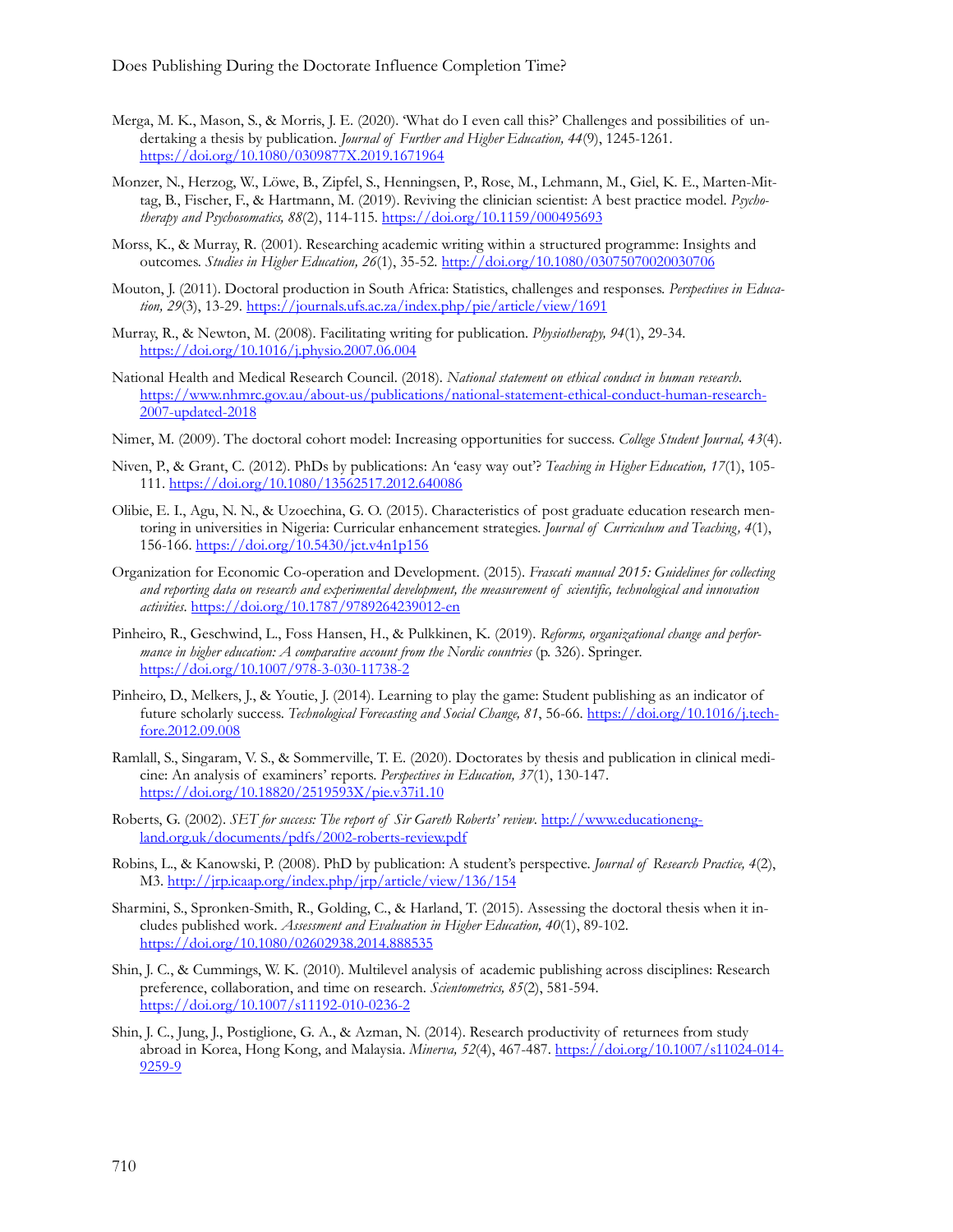Merga, M. K., Mason, S., & Morris, J. E. (2020). 'What do I even call this?' Challenges and possibilities of undertaking a thesis by publication. *Journal of Further and Higher Education, 44*(9), 1245-1261. https://doi.org/10.1080/0309877X.2019.1671964

Monzer, N., Herzog, W., Löwe, B., Zipfel, S., Henningsen, P., Rose, M., Lehmann, M., Giel, K. E., Marten-Mittag, B., Fischer, F., & Hartmann, M. (2019). Reviving the clinician scientist: A best practice model. *Psychotherapy and Psychosomatics, 88*(2), 114-115. https://doi.org/10.1159/000495693

Morss, K., & Murray, R. (2001). Researching academic writing within a structured programme: Insights and outcomes. *Studies in Higher Education, 26*(1), 35-52. http://doi.org/10.1080/03075070020030706

Mouton, J. (2011). Doctoral production in South Africa: Statistics, challenges and responses. *Perspectives in Education, 29*(3), 13-29. https://journals.ufs.ac.za/index.php/pie/article/view/1691

Murray, R., & Newton, M. (2008). Facilitating writing for publication. *Physiotherapy, 94*(1), 29-34. https://doi.org/10.1016/j.physio.2007.06.004

National Health and Medical Research Council. (2018). *National statement on ethical conduct in human research*. https://www.nhmrc.gov.au/about-us/publications/national-statement-ethical-conduct-human-research-2007-updated-2018

Nimer, M. (2009). The doctoral cohort model: Increasing opportunities for success. *College Student Journal, 43*(4).

Niven, P., & Grant, C. (2012). PhDs by publications: An 'easy way out'? *Teaching in Higher Education, 17*(1), 105-111. https://doi.org/10.1080/13562517.2012.640086

Olibie, E. I., Agu, N. N., & Uzoechina, G. O. (2015). Characteristics of post graduate education research mentoring in universities in Nigeria: Curricular enhancement strategies. *Journal of Curriculum and Teaching, 4*(1), 156-166. https://doi.org/10.5430/jct.v4n1p156

Organization for Economic Co-operation and Development. (2015). *Frascati manual 2015: Guidelines for collecting and reporting data on research and experimental development, the measurement of scientific, technological and innovation activities*. https://doi.org/10.1787/9789264239012-en

Pinheiro, R., Geschwind, L., Foss Hansen, H., & Pulkkinen, K. (2019). *Reforms, organizational change and performance in higher education: A comparative account from the Nordic countries* (p. 326). Springer. https://doi.org/10.1007/978-3-030-11738-2

Pinheiro, D., Melkers, J., & Youtie, J. (2014). Learning to play the game: Student publishing as an indicator of future scholarly success. *Technological Forecasting and Social Change, 81*, 56-66. https://doi.org/10.1016/j.techfore.2012.09.008

Ramlall, S., Singaram, V. S., & Sommerville, T. E. (2020). Doctorates by thesis and publication in clinical medicine: An analysis of examiners' reports. *Perspectives in Education, 37*(1), 130-147. https://doi.org/10.18820/2519593X/pie.v37i1.10

Roberts, G. (2002). *SET for success: The report of Sir Gareth Roberts' review*. http://www.educationengland.org.uk/documents/pdfs/2002-roberts-review.pdf

Robins, L., & Kanowski, P. (2008). PhD by publication: A student's perspective. *Journal of Research Practice, 4*(2), M3. http://jrp.icaap.org/index.php/jrp/article/view/136/154

Sharmini, S., Spronken-Smith, R., Golding, C., & Harland, T. (2015). Assessing the doctoral thesis when it includes published work. *Assessment and Evaluation in Higher Education, 40*(1), 89-102. https://doi.org/10.1080/02602938.2014.888535

Shin, J. C., & Cummings, W. K. (2010). Multilevel analysis of academic publishing across disciplines: Research preference, collaboration, and time on research. *Scientometrics, 85*(2), 581-594. https://doi.org/10.1007/s11192-010-0236-2

Shin, J. C., Jung, J., Postiglione, G. A., & Azman, N. (2014). Research productivity of returnees from study abroad in Korea, Hong Kong, and Malaysia. *Minerva, 52*(4), 467-487. https://doi.org/10.1007/s11024-014-9259-9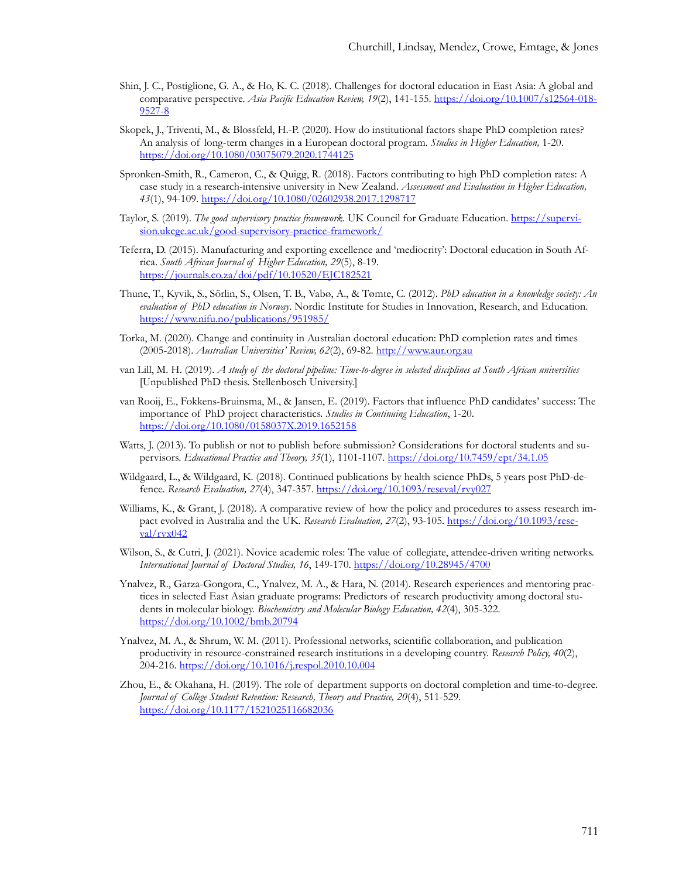Shin, J. C., Postiglione, G. A., & Ho, K. C. (2018). Challenges for doctoral education in East Asia: A global and comparative perspective. *Asia Pacific Education Review, 19*(2), 141-155. https://doi.org/10.1007/s12564-018-9527-8

Skopek, J., Triventi, M., & Blossfeld, H.-P. (2020). How do institutional factors shape PhD completion rates? An analysis of long-term changes in a European doctoral program. *Studies in Higher Education,* 1-20. https://doi.org/10.1080/03075079.2020.1744125

Spronken-Smith, R., Cameron, C., & Quigg, R. (2018). Factors contributing to high PhD completion rates: A case study in a research-intensive university in New Zealand. *Assessment and Evaluation in Higher Education, 43*(1), 94-109. https://doi.org/10.1080/02602938.2017.1298717

Taylor, S. (2019). *The good supervisory practice framework.* UK Council for Graduate Education. https://supervision.ukcge.ac.uk/good-supervisory-practice-framework/

Teferra, D. (2015). Manufacturing and exporting excellence and 'mediocrity': Doctoral education in South Africa. *South African Journal of Higher Education, 29*(5), 8-19. https://journals.co.za/doi/pdf/10.10520/EJC182521

Thune, T., Kyvik, S., Sörlin, S., Olsen, T. B., Vabø, A., & Tømte, C. (2012). *PhD education in a knowledge society: An evaluation of PhD education in Norway*. Nordic Institute for Studies in Innovation, Research, and Education. https://www.nifu.no/publications/951985/

Torka, M. (2020). Change and continuity in Australian doctoral education: PhD completion rates and times (2005-2018). *Australian Universities' Review, 62*(2), 69-82. http://www.aur.org.au

van Lill, M. H. (2019). *A study of the doctoral pipeline: Time-to-degree in selected disciplines at South African universities* [Unpublished PhD thesis. Stellenbosch University.]

van Rooij, E., Fokkens-Bruinsma, M., & Jansen, E. (2019). Factors that influence PhD candidates' success: The importance of PhD project characteristics. *Studies in Continuing Education*, 1-20. https://doi.org/10.1080/0158037X.2019.1652158

Watts, J. (2013). To publish or not to publish before submission? Considerations for doctoral students and supervisors. *Educational Practice and Theory, 35*(1), 1101-1107. https://doi.org/10.7459/ept/34.1.05

Wildgaard, L., & Wildgaard, K. (2018). Continued publications by health science PhDs, 5 years post PhD-defence. *Research Evaluation, 27*(4), 347-357. https://doi.org/10.1093/reseval/rvy027

Williams, K., & Grant, J. (2018). A comparative review of how the policy and procedures to assess research impact evolved in Australia and the UK. *Research Evaluation, 27*(2), 93-105. https://doi.org/10.1093/reseval/rvx042

Wilson, S., & Cutri, J. (2021). Novice academic roles: The value of collegiate, attendee-driven writing networks. *International Journal of Doctoral Studies, 16*, 149-170. https://doi.org/10.28945/4700

Ynalvez, R., Garza-Gongora, C., Ynalvez, M. A., & Hara, N. (2014). Research experiences and mentoring practices in selected East Asian graduate programs: Predictors of research productivity among doctoral students in molecular biology. *Biochemistry and Molecular Biology Education, 42*(4), 305-322. https://doi.org/10.1002/bmb.20794

Ynalvez, M. A., & Shrum, W. M. (2011). Professional networks, scientific collaboration, and publication productivity in resource-constrained research institutions in a developing country. *Research Policy, 40*(2), 204-216. https://doi.org/10.1016/j.respol.2010.10.004

Zhou, E., & Okahana, H. (2019). The role of department supports on doctoral completion and time-to-degree. *Journal of College Student Retention: Research, Theory and Practice, 20*(4), 511-529. https://doi.org/10.1177/1521025116682036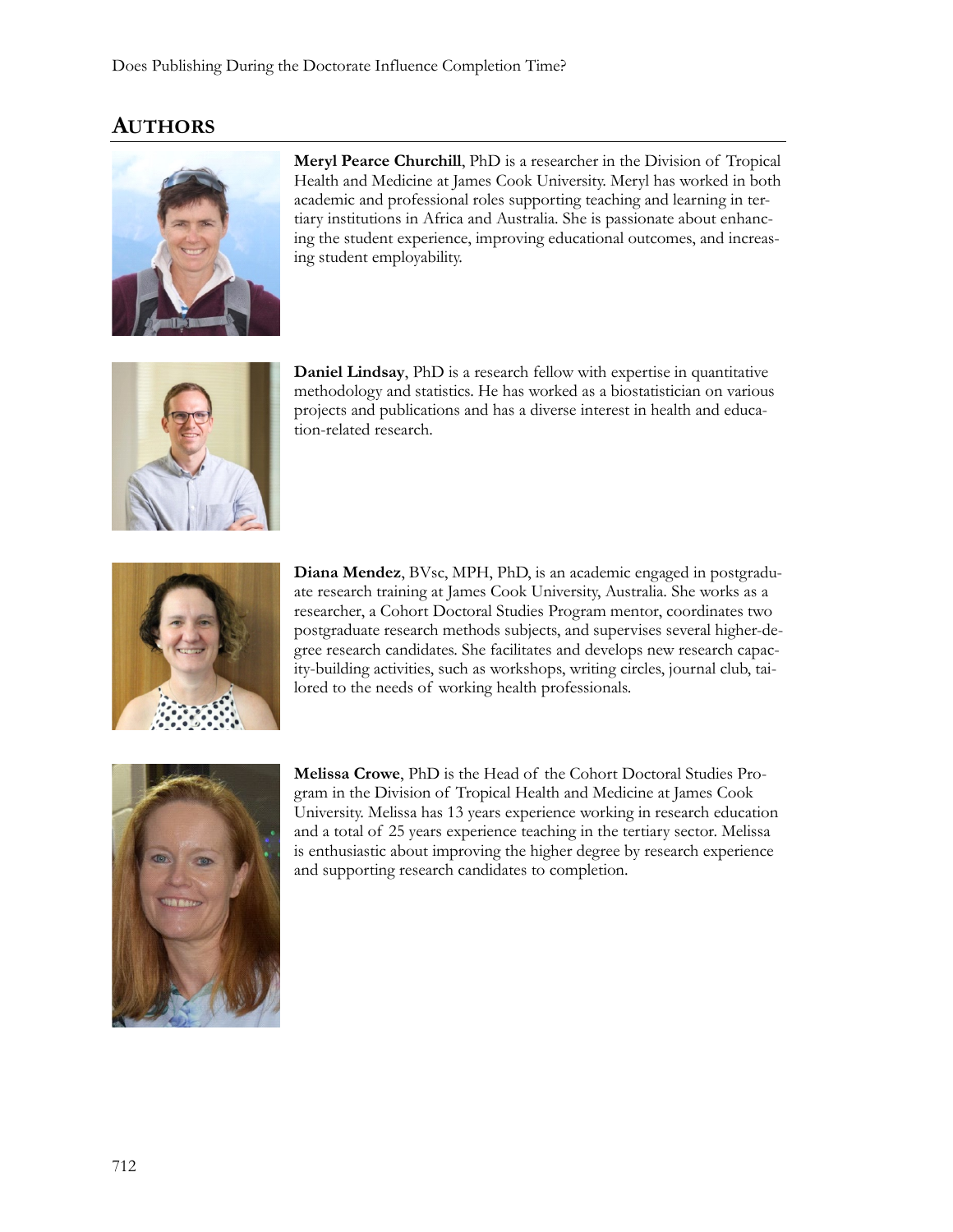## AUTHORS

**Meryl Pearce Churchill**, PhD is a researcher in the Division of Tropical Health and Medicine at James Cook University. Meryl has worked in both academic and professional roles supporting teaching and learning in tertiary institutions in Africa and Australia. She is passionate about enhancing the student experience, improving educational outcomes, and increasing student employability.

**Daniel Lindsay**, PhD is a research fellow with expertise in quantitative methodology and statistics. He has worked as a biostatistician on various projects and publications and has a diverse interest in health and education-related research.

**Diana Mendez**, BVsc, MPH, PhD, is an academic engaged in postgraduate research training at James Cook University, Australia. She works as a researcher, a Cohort Doctoral Studies Program mentor, coordinates two postgraduate research methods subjects, and supervises several higher-degree research candidates. She facilitates and develops new research capacity-building activities, such as workshops, writing circles, journal club, tailored to the needs of working health professionals.

**Melissa Crowe**, PhD is the Head of the Cohort Doctoral Studies Program in the Division of Tropical Health and Medicine at James Cook University. Melissa has 13 years experience working in research education and a total of 25 years experience teaching in the tertiary sector. Melissa is enthusiastic about improving the higher degree by research experience and supporting research candidates to completion.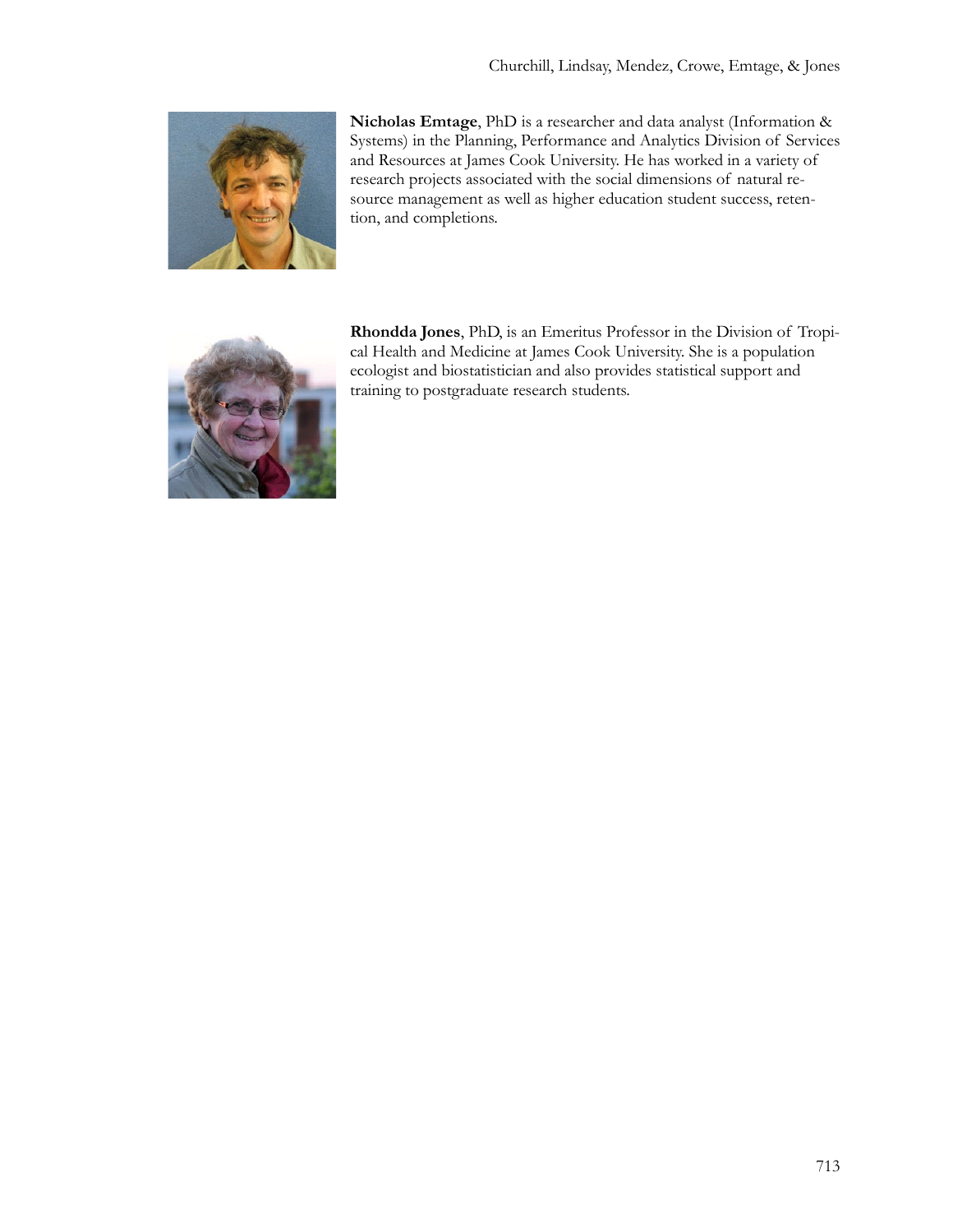**Nicholas Emtage**, PhD is a researcher and data analyst (Information & Systems) in the Planning, Performance and Analytics Division of Services and Resources at James Cook University. He has worked in a variety of research projects associated with the social dimensions of natural resource management as well as higher education student success, retention, and completions.

**Rhondda Jones**, PhD, is an Emeritus Professor in the Division of Tropical Health and Medicine at James Cook University. She is a population ecologist and biostatistician and also provides statistical support and training to postgraduate research students.